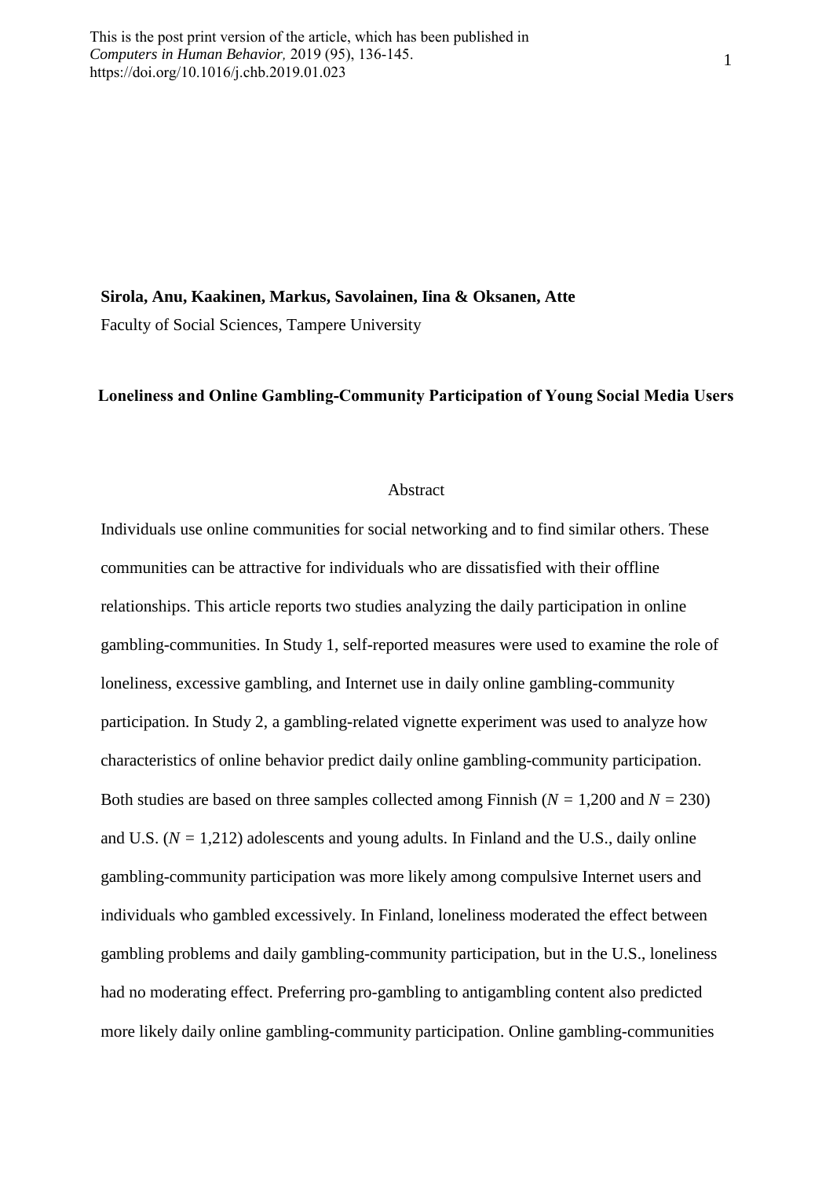This is the post print version of the article, which has been published in *Computers in Human Behavior,* 2019 (95), 136-145. https://doi.org/10.1016/j.chb.2019.01.023

**Sirola, Anu, Kaakinen, Markus, Savolainen, Iina & Oksanen, Atte**

Faculty of Social Sciences, Tampere University

**Loneliness and Online Gambling-Community Participation of Young Social Media Users**

## Abstract

Individuals use online communities for social networking and to find similar others. These communities can be attractive for individuals who are dissatisfied with their offline relationships. This article reports two studies analyzing the daily participation in online gambling-communities. In Study 1, self-reported measures were used to examine the role of loneliness, excessive gambling, and Internet use in daily online gambling-community participation. In Study 2, a gambling-related vignette experiment was used to analyze how characteristics of online behavior predict daily online gambling-community participation. Both studies are based on three samples collected among Finnish ($N$ = 1,200 and $N$ = 230) and U.S. ($N$ = 1,212) adolescents and young adults. In Finland and the U.S., daily online gambling-community participation was more likely among compulsive Internet users and individuals who gambled excessively. In Finland, loneliness moderated the effect between gambling problems and daily gambling-community participation, but in the U.S., loneliness had no moderating effect. Preferring pro-gambling to antigambling content also predicted more likely daily online gambling-community participation. Online gambling-communities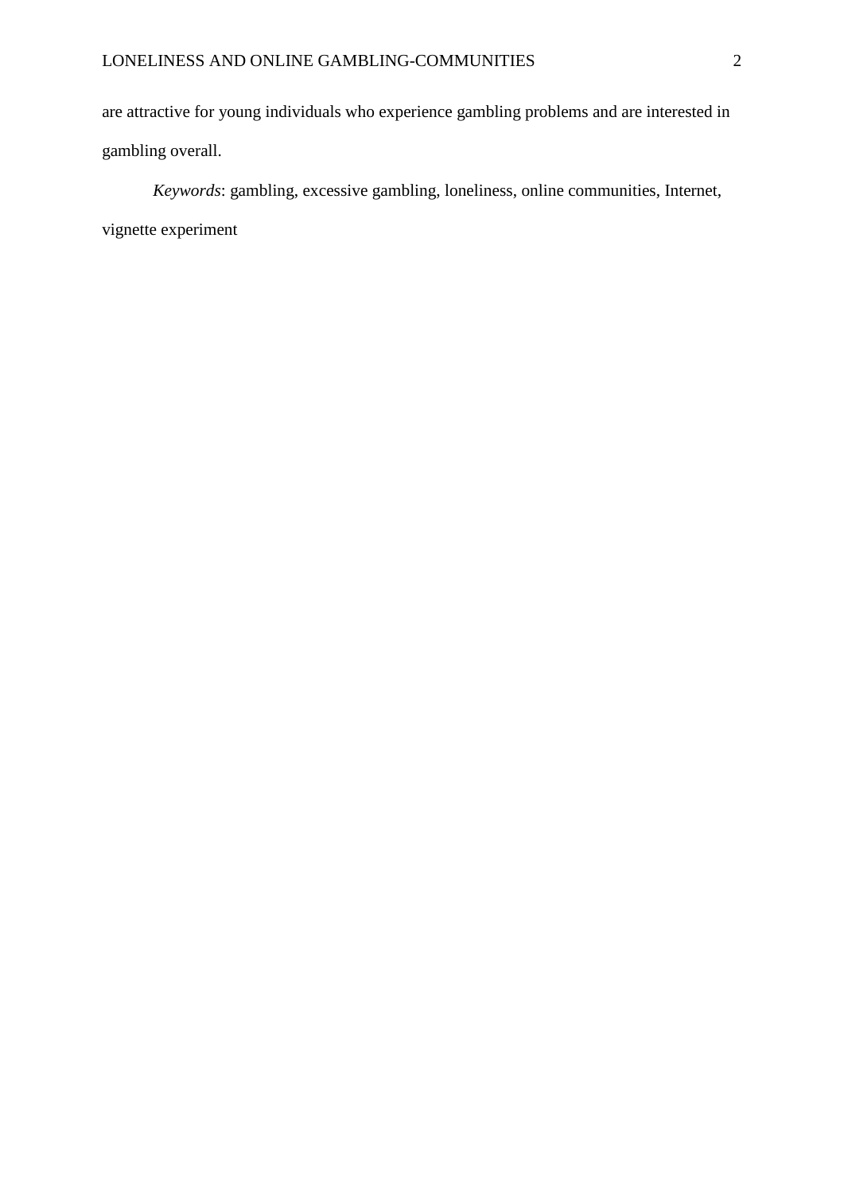are attractive for young individuals who experience gambling problems and are interested in gambling overall.

*Keywords*: gambling, excessive gambling, loneliness, online communities, Internet, vignette experiment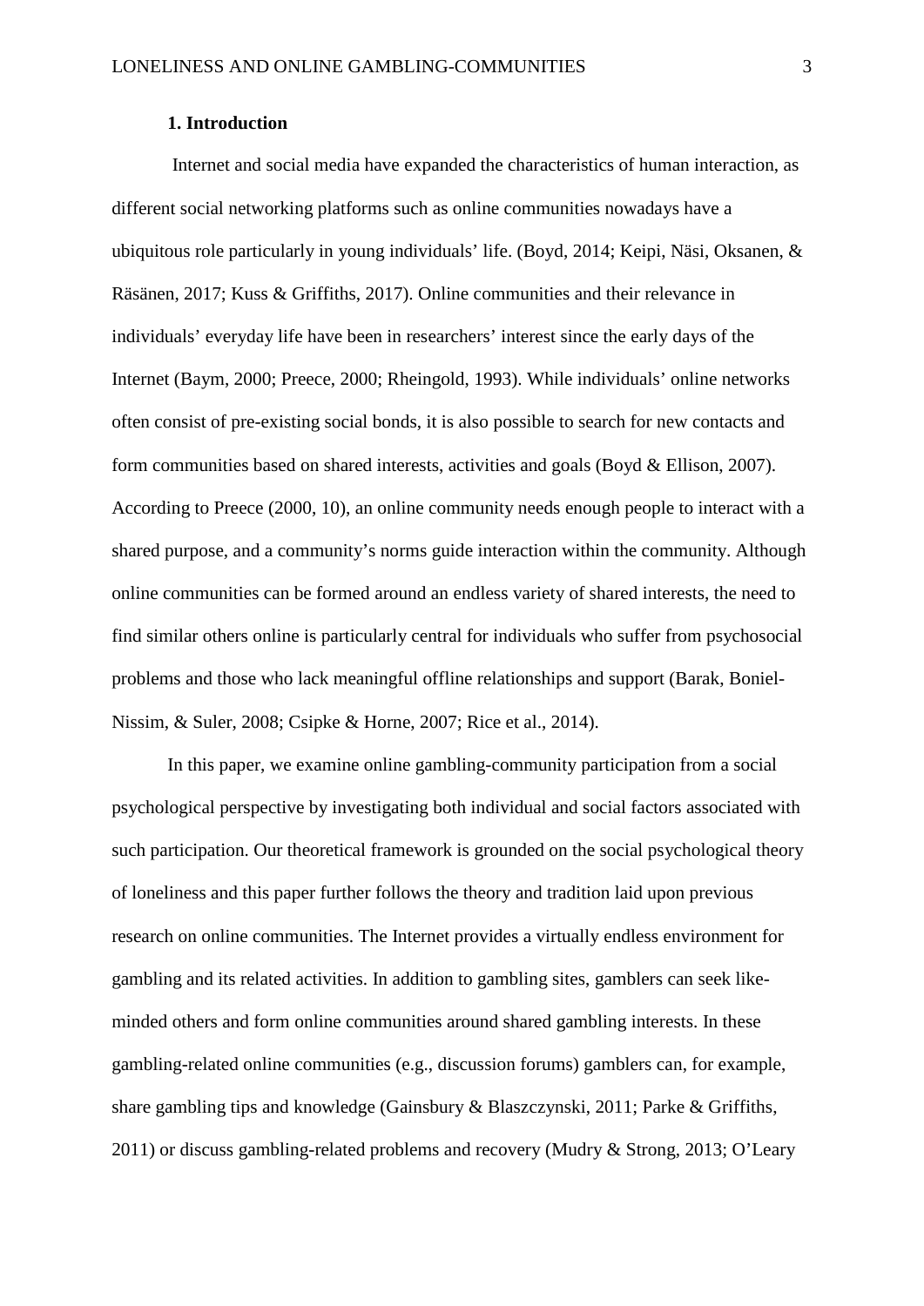## 1. Introduction

Internet and social media have expanded the characteristics of human interaction, as different social networking platforms such as online communities nowadays have a ubiquitous role particularly in young individuals' life. (Boyd, 2014; Keipi, Näsi, Oksanen, & Räsänen, 2017; Kuss & Griffiths, 2017). Online communities and their relevance in individuals' everyday life have been in researchers' interest since the early days of the Internet (Baym, 2000; Preece, 2000; Rheingold, 1993). While individuals' online networks often consist of pre-existing social bonds, it is also possible to search for new contacts and form communities based on shared interests, activities and goals (Boyd & Ellison, 2007). According to Preece (2000, 10), an online community needs enough people to interact with a shared purpose, and a community's norms guide interaction within the community. Although online communities can be formed around an endless variety of shared interests, the need to find similar others online is particularly central for individuals who suffer from psychosocial problems and those who lack meaningful offline relationships and support (Barak, Boniel-Nissim, & Suler, 2008; Csipke & Horne, 2007; Rice et al., 2014).

In this paper, we examine online gambling-community participation from a social psychological perspective by investigating both individual and social factors associated with such participation. Our theoretical framework is grounded on the social psychological theory of loneliness and this paper further follows the theory and tradition laid upon previous research on online communities. The Internet provides a virtually endless environment for gambling and its related activities. In addition to gambling sites, gamblers can seek like-minded others and form online communities around shared gambling interests. In these gambling-related online communities (e.g., discussion forums) gamblers can, for example, share gambling tips and knowledge (Gainsbury & Blaszczynski, 2011; Parke & Griffiths, 2011) or discuss gambling-related problems and recovery (Mudry & Strong, 2013; O'Leary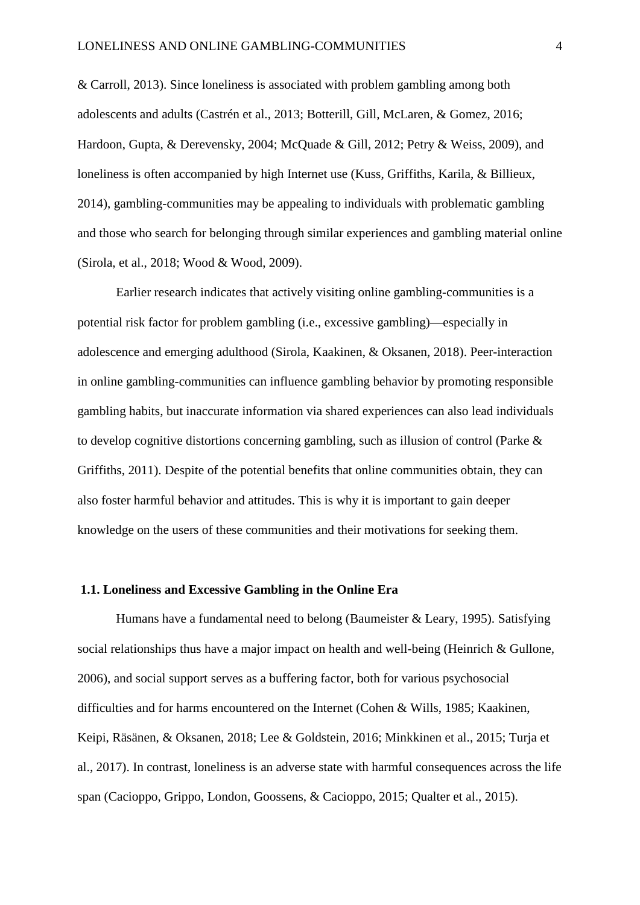& Carroll, 2013). Since loneliness is associated with problem gambling among both adolescents and adults (Castrén et al., 2013; Botterill, Gill, McLaren, & Gomez, 2016; Hardoon, Gupta, & Derevensky, 2004; McQuade & Gill, 2012; Petry & Weiss, 2009), and loneliness is often accompanied by high Internet use (Kuss, Griffiths, Karila, & Billieux, 2014), gambling-communities may be appealing to individuals with problematic gambling and those who search for belonging through similar experiences and gambling material online (Sirola, et al., 2018; Wood & Wood, 2009).

Earlier research indicates that actively visiting online gambling-communities is a potential risk factor for problem gambling (i.e., excessive gambling)—especially in adolescence and emerging adulthood (Sirola, Kaakinen, & Oksanen, 2018). Peer-interaction in online gambling-communities can influence gambling behavior by promoting responsible gambling habits, but inaccurate information via shared experiences can also lead individuals to develop cognitive distortions concerning gambling, such as illusion of control (Parke & Griffiths, 2011). Despite of the potential benefits that online communities obtain, they can also foster harmful behavior and attitudes. This is why it is important to gain deeper knowledge on the users of these communities and their motivations for seeking them.

### 1.1. Loneliness and Excessive Gambling in the Online Era

Humans have a fundamental need to belong (Baumeister & Leary, 1995). Satisfying social relationships thus have a major impact on health and well-being (Heinrich & Gullone, 2006), and social support serves as a buffering factor, both for various psychosocial difficulties and for harms encountered on the Internet (Cohen & Wills, 1985; Kaakinen, Keipi, Räsänen, & Oksanen, 2018; Lee & Goldstein, 2016; Minkkinen et al., 2015; Turja et al., 2017). In contrast, loneliness is an adverse state with harmful consequences across the life span (Cacioppo, Grippo, London, Goossens, & Cacioppo, 2015; Qualter et al., 2015).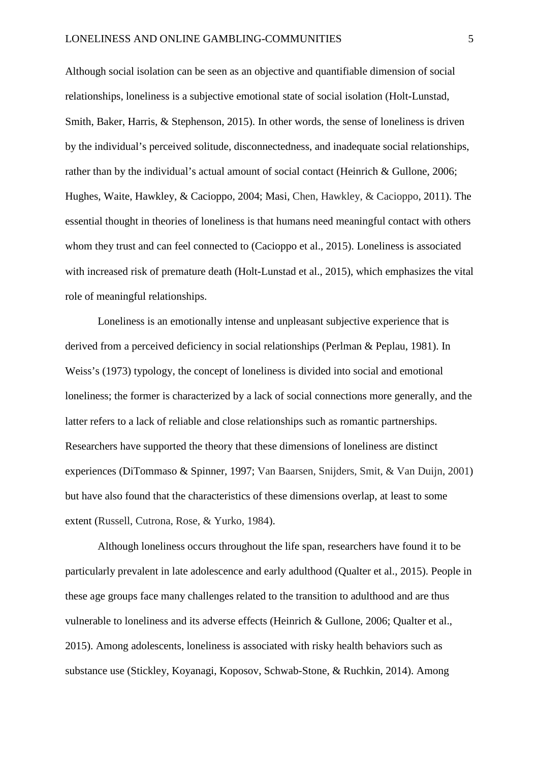Although social isolation can be seen as an objective and quantifiable dimension of social relationships, loneliness is a subjective emotional state of social isolation (Holt-Lunstad, Smith, Baker, Harris, & Stephenson, 2015). In other words, the sense of loneliness is driven by the individual's perceived solitude, disconnectedness, and inadequate social relationships, rather than by the individual's actual amount of social contact (Heinrich & Gullone, 2006; Hughes, Waite, Hawkley, & Cacioppo, 2004; Masi, Chen, Hawkley, & Cacioppo, 2011). The essential thought in theories of loneliness is that humans need meaningful contact with others whom they trust and can feel connected to (Cacioppo et al., 2015). Loneliness is associated with increased risk of premature death (Holt-Lunstad et al., 2015), which emphasizes the vital role of meaningful relationships.

Loneliness is an emotionally intense and unpleasant subjective experience that is derived from a perceived deficiency in social relationships (Perlman & Peplau, 1981). In Weiss's (1973) typology, the concept of loneliness is divided into social and emotional loneliness; the former is characterized by a lack of social connections more generally, and the latter refers to a lack of reliable and close relationships such as romantic partnerships. Researchers have supported the theory that these dimensions of loneliness are distinct experiences (DiTommaso & Spinner, 1997; Van Baarsen, Snijders, Smit, & Van Duijn, 2001) but have also found that the characteristics of these dimensions overlap, at least to some extent (Russell, Cutrona, Rose, & Yurko, 1984).

Although loneliness occurs throughout the life span, researchers have found it to be particularly prevalent in late adolescence and early adulthood (Qualter et al., 2015). People in these age groups face many challenges related to the transition to adulthood and are thus vulnerable to loneliness and its adverse effects (Heinrich & Gullone, 2006; Qualter et al., 2015). Among adolescents, loneliness is associated with risky health behaviors such as substance use (Stickley, Koyanagi, Koposov, Schwab-Stone, & Ruchkin, 2014). Among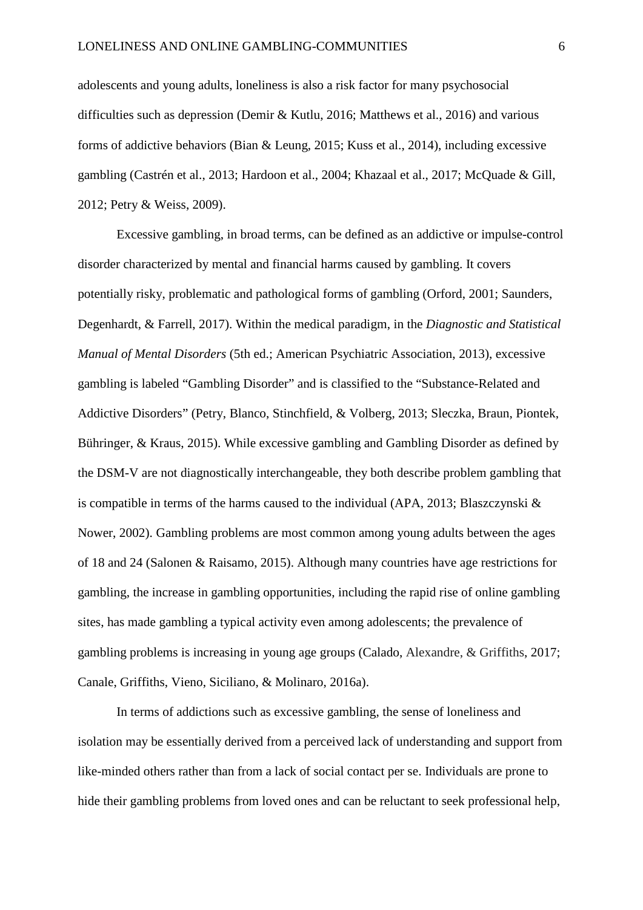adolescents and young adults, loneliness is also a risk factor for many psychosocial difficulties such as depression (Demir & Kutlu, 2016; Matthews et al., 2016) and various forms of addictive behaviors (Bian & Leung, 2015; Kuss et al., 2014), including excessive gambling (Castrén et al., 2013; Hardoon et al., 2004; Khazaal et al., 2017; McQuade & Gill, 2012; Petry & Weiss, 2009).

Excessive gambling, in broad terms, can be defined as an addictive or impulse-control disorder characterized by mental and financial harms caused by gambling. It covers potentially risky, problematic and pathological forms of gambling (Orford, 2001; Saunders, Degenhardt, & Farrell, 2017). Within the medical paradigm, in the *Diagnostic and Statistical Manual of Mental Disorders* (5th ed.; American Psychiatric Association, 2013), excessive gambling is labeled "Gambling Disorder" and is classified to the "Substance-Related and Addictive Disorders" (Petry, Blanco, Stinchfield, & Volberg, 2013; Sleczka, Braun, Piontek, Bühringer, & Kraus, 2015). While excessive gambling and Gambling Disorder as defined by the DSM-V are not diagnostically interchangeable, they both describe problem gambling that is compatible in terms of the harms caused to the individual (APA, 2013; Blaszczynski & Nower, 2002). Gambling problems are most common among young adults between the ages of 18 and 24 (Salonen & Raisamo, 2015). Although many countries have age restrictions for gambling, the increase in gambling opportunities, including the rapid rise of online gambling sites, has made gambling a typical activity even among adolescents; the prevalence of gambling problems is increasing in young age groups (Calado, Alexandre, & Griffiths, 2017; Canale, Griffiths, Vieno, Siciliano, & Molinaro, 2016a).

In terms of addictions such as excessive gambling, the sense of loneliness and isolation may be essentially derived from a perceived lack of understanding and support from like-minded others rather than from a lack of social contact per se. Individuals are prone to hide their gambling problems from loved ones and can be reluctant to seek professional help,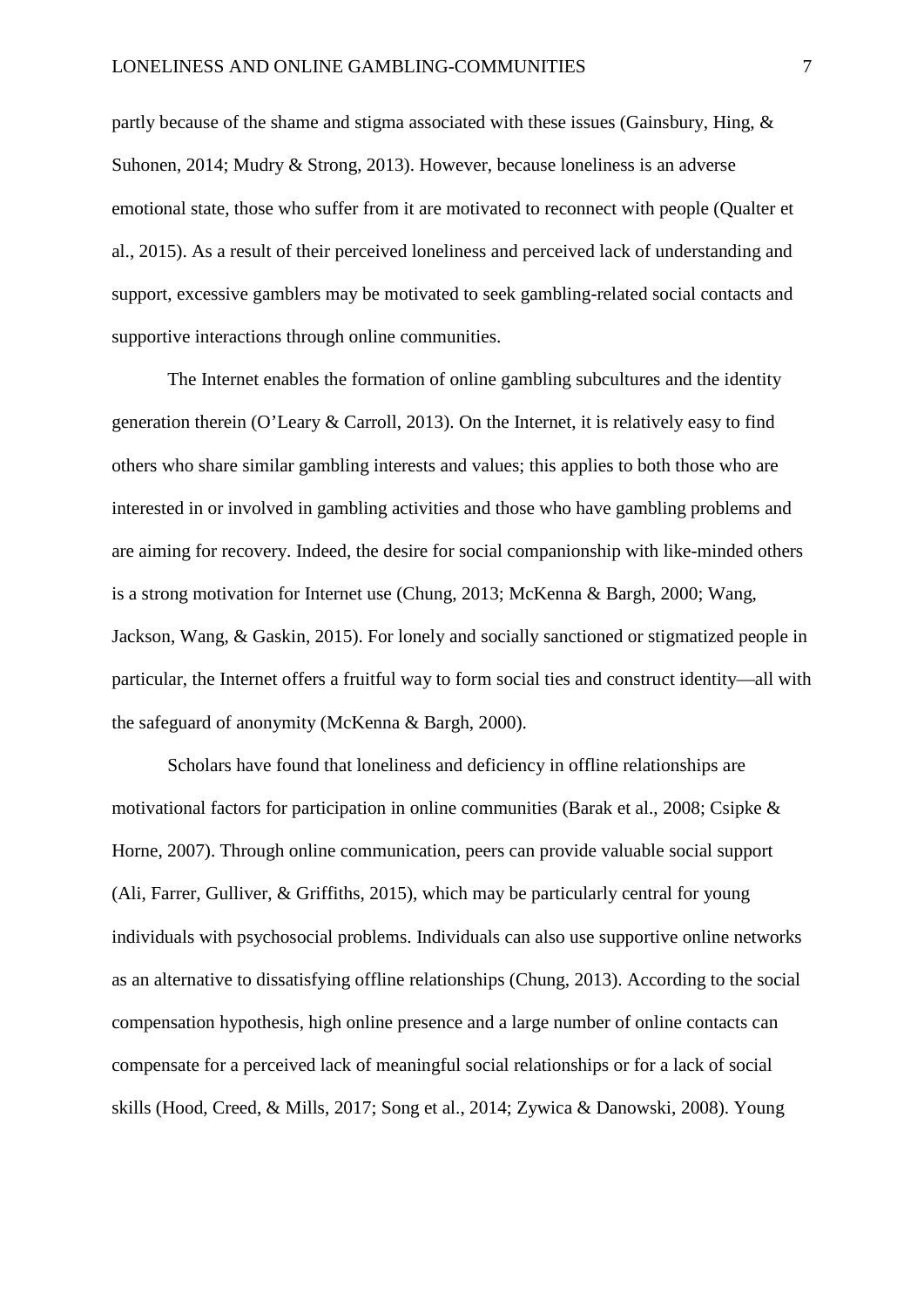partly because of the shame and stigma associated with these issues (Gainsbury, Hing, & Suhonen, 2014; Mudry & Strong, 2013). However, because loneliness is an adverse emotional state, those who suffer from it are motivated to reconnect with people (Qualter et al., 2015). As a result of their perceived loneliness and perceived lack of understanding and support, excessive gamblers may be motivated to seek gambling-related social contacts and supportive interactions through online communities.

The Internet enables the formation of online gambling subcultures and the identity generation therein (O'Leary & Carroll, 2013). On the Internet, it is relatively easy to find others who share similar gambling interests and values; this applies to both those who are interested in or involved in gambling activities and those who have gambling problems and are aiming for recovery. Indeed, the desire for social companionship with like-minded others is a strong motivation for Internet use (Chung, 2013; McKenna & Bargh, 2000; Wang, Jackson, Wang, & Gaskin, 2015). For lonely and socially sanctioned or stigmatized people in particular, the Internet offers a fruitful way to form social ties and construct identity—all with the safeguard of anonymity (McKenna & Bargh, 2000).

Scholars have found that loneliness and deficiency in offline relationships are motivational factors for participation in online communities (Barak et al., 2008; Csipke & Horne, 2007). Through online communication, peers can provide valuable social support (Ali, Farrer, Gulliver, & Griffiths, 2015), which may be particularly central for young individuals with psychosocial problems. Individuals can also use supportive online networks as an alternative to dissatisfying offline relationships (Chung, 2013). According to the social compensation hypothesis, high online presence and a large number of online contacts can compensate for a perceived lack of meaningful social relationships or for a lack of social skills (Hood, Creed, & Mills, 2017; Song et al., 2014; Zywica & Danowski, 2008). Young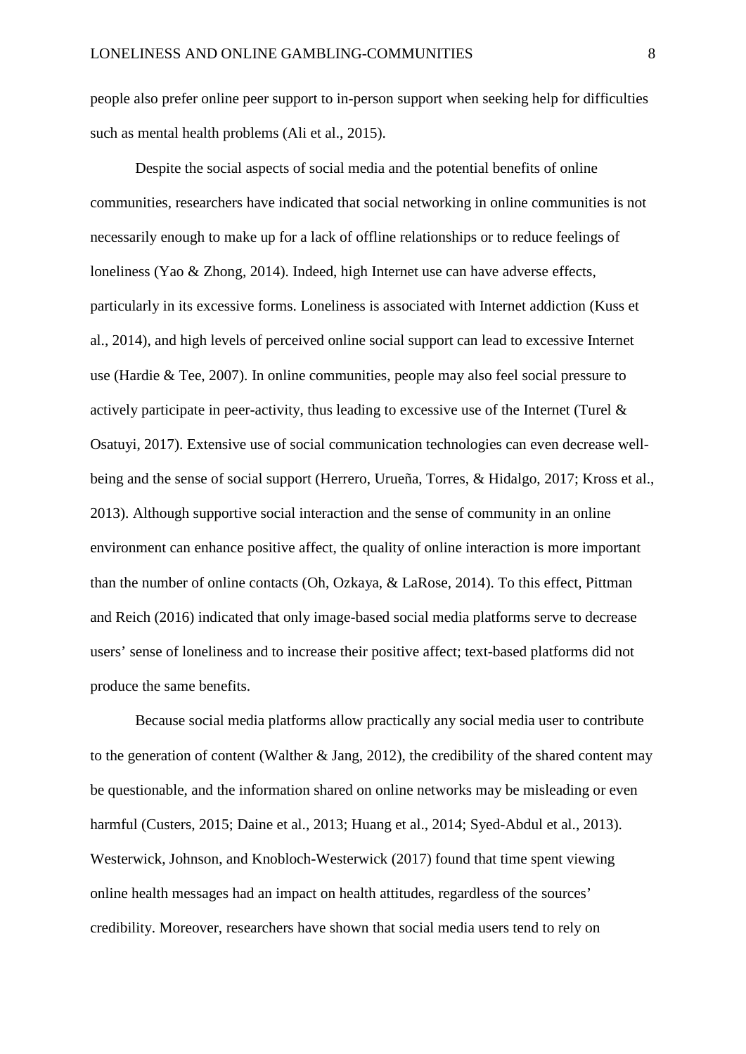people also prefer online peer support to in-person support when seeking help for difficulties such as mental health problems (Ali et al., 2015).

Despite the social aspects of social media and the potential benefits of online communities, researchers have indicated that social networking in online communities is not necessarily enough to make up for a lack of offline relationships or to reduce feelings of loneliness (Yao & Zhong, 2014). Indeed, high Internet use can have adverse effects, particularly in its excessive forms. Loneliness is associated with Internet addiction (Kuss et al., 2014), and high levels of perceived online social support can lead to excessive Internet use (Hardie & Tee, 2007). In online communities, people may also feel social pressure to actively participate in peer-activity, thus leading to excessive use of the Internet (Turel & Osatuyi, 2017). Extensive use of social communication technologies can even decrease well-being and the sense of social support (Herrero, Urueña, Torres, & Hidalgo, 2017; Kross et al., 2013). Although supportive social interaction and the sense of community in an online environment can enhance positive affect, the quality of online interaction is more important than the number of online contacts (Oh, Ozkaya, & LaRose, 2014). To this effect, Pittman and Reich (2016) indicated that only image-based social media platforms serve to decrease users' sense of loneliness and to increase their positive affect; text-based platforms did not produce the same benefits.

Because social media platforms allow practically any social media user to contribute to the generation of content (Walther & Jang, 2012), the credibility of the shared content may be questionable, and the information shared on online networks may be misleading or even harmful (Custers, 2015; Daine et al., 2013; Huang et al., 2014; Syed-Abdul et al., 2013). Westerwick, Johnson, and Knobloch-Westerwick (2017) found that time spent viewing online health messages had an impact on health attitudes, regardless of the sources' credibility. Moreover, researchers have shown that social media users tend to rely on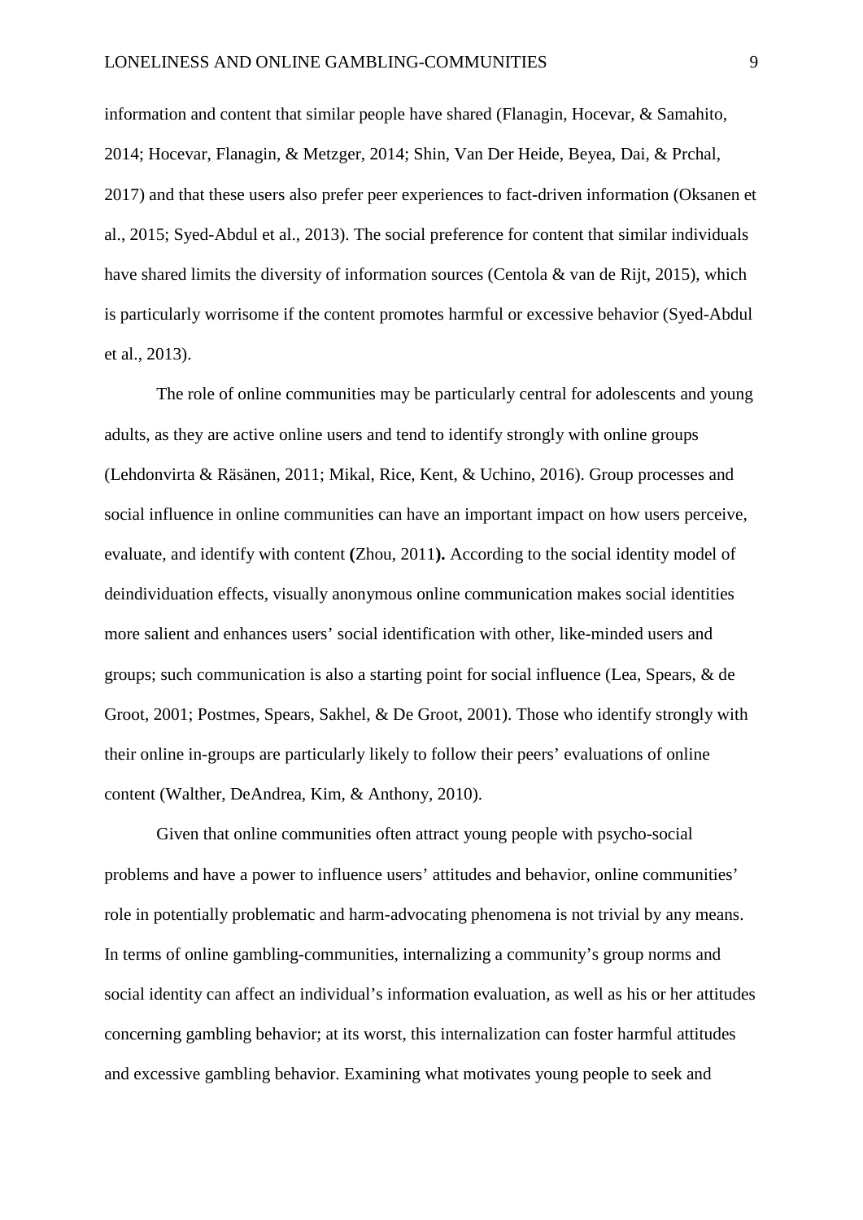information and content that similar people have shared (Flanagin, Hocevar, & Samahito, 2014; Hocevar, Flanagin, & Metzger, 2014; Shin, Van Der Heide, Beyea, Dai, & Prchal, 2017) and that these users also prefer peer experiences to fact-driven information (Oksanen et al., 2015; Syed-Abdul et al., 2013). The social preference for content that similar individuals have shared limits the diversity of information sources (Centola & van de Rijt, 2015), which is particularly worrisome if the content promotes harmful or excessive behavior (Syed-Abdul et al., 2013).

The role of online communities may be particularly central for adolescents and young adults, as they are active online users and tend to identify strongly with online groups (Lehdonvirta & Räsänen, 2011; Mikal, Rice, Kent, & Uchino, 2016). Group processes and social influence in online communities can have an important impact on how users perceive, evaluate, and identify with content **(**Zhou, 2011**).** According to the social identity model of deindividuation effects, visually anonymous online communication makes social identities more salient and enhances users' social identification with other, like-minded users and groups; such communication is also a starting point for social influence (Lea, Spears, & de Groot, 2001; Postmes, Spears, Sakhel, & De Groot, 2001). Those who identify strongly with their online in-groups are particularly likely to follow their peers' evaluations of online content (Walther, DeAndrea, Kim, & Anthony, 2010).

Given that online communities often attract young people with psycho-social problems and have a power to influence users' attitudes and behavior, online communities' role in potentially problematic and harm-advocating phenomena is not trivial by any means. In terms of online gambling-communities, internalizing a community's group norms and social identity can affect an individual's information evaluation, as well as his or her attitudes concerning gambling behavior; at its worst, this internalization can foster harmful attitudes and excessive gambling behavior. Examining what motivates young people to seek and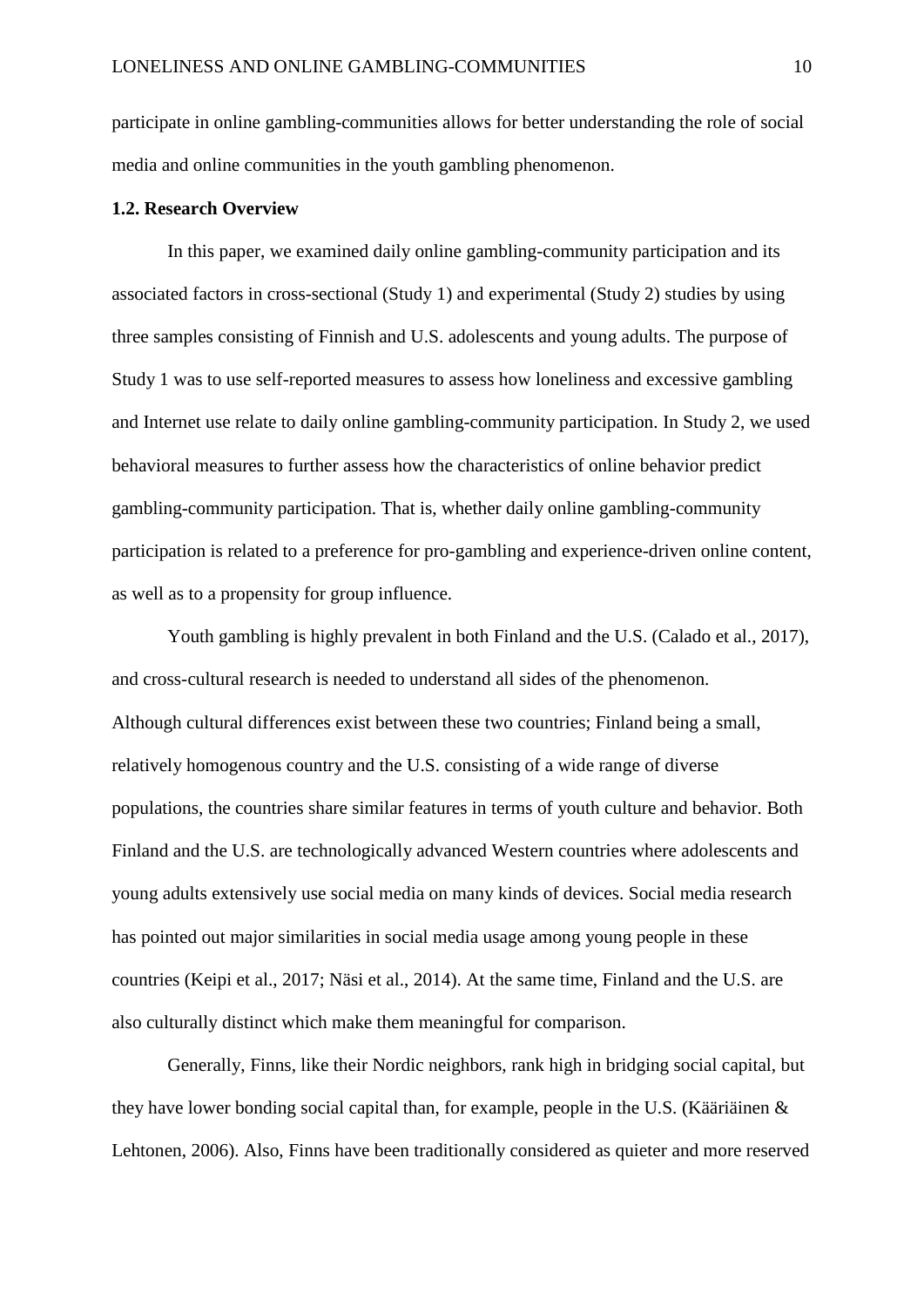participate in online gambling-communities allows for better understanding the role of social media and online communities in the youth gambling phenomenon.

### 1.2. Research Overview

In this paper, we examined daily online gambling-community participation and its associated factors in cross-sectional (Study 1) and experimental (Study 2) studies by using three samples consisting of Finnish and U.S. adolescents and young adults. The purpose of Study 1 was to use self-reported measures to assess how loneliness and excessive gambling and Internet use relate to daily online gambling-community participation. In Study 2, we used behavioral measures to further assess how the characteristics of online behavior predict gambling-community participation. That is, whether daily online gambling-community participation is related to a preference for pro-gambling and experience-driven online content, as well as to a propensity for group influence.

Youth gambling is highly prevalent in both Finland and the U.S. (Calado et al., 2017), and cross-cultural research is needed to understand all sides of the phenomenon. Although cultural differences exist between these two countries; Finland being a small, relatively homogenous country and the U.S. consisting of a wide range of diverse populations, the countries share similar features in terms of youth culture and behavior. Both Finland and the U.S. are technologically advanced Western countries where adolescents and young adults extensively use social media on many kinds of devices. Social media research has pointed out major similarities in social media usage among young people in these countries (Keipi et al., 2017; Näsi et al., 2014). At the same time, Finland and the U.S. are also culturally distinct which make them meaningful for comparison.

Generally, Finns, like their Nordic neighbors, rank high in bridging social capital, but they have lower bonding social capital than, for example, people in the U.S. (Kääriäinen & Lehtonen, 2006). Also, Finns have been traditionally considered as quieter and more reserved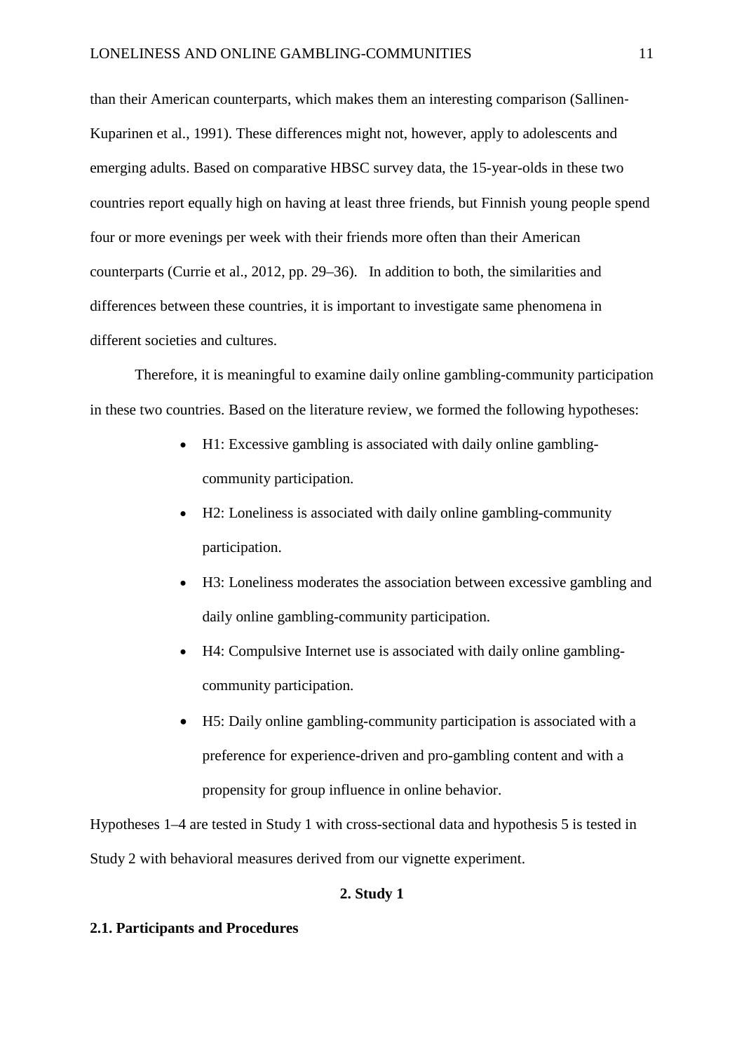than their American counterparts, which makes them an interesting comparison (Sallinen-Kuparinen et al., 1991). These differences might not, however, apply to adolescents and emerging adults. Based on comparative HBSC survey data, the 15-year-olds in these two countries report equally high on having at least three friends, but Finnish young people spend four or more evenings per week with their friends more often than their American counterparts (Currie et al., 2012, pp. 29–36).   In addition to both, the similarities and differences between these countries, it is important to investigate same phenomena in different societies and cultures.

Therefore, it is meaningful to examine daily online gambling-community participation in these two countries. Based on the literature review, we formed the following hypotheses:

- H1: Excessive gambling is associated with daily online gambling-community participation.
- H2: Loneliness is associated with daily online gambling-community participation.
- H3: Loneliness moderates the association between excessive gambling and daily online gambling-community participation.
- H4: Compulsive Internet use is associated with daily online gambling-community participation.
- H5: Daily online gambling-community participation is associated with a preference for experience-driven and pro-gambling content and with a propensity for group influence in online behavior.

Hypotheses 1–4 are tested in Study 1 with cross-sectional data and hypothesis 5 is tested in Study 2 with behavioral measures derived from our vignette experiment.

## 2. Study 1

### 2.1. Participants and Procedures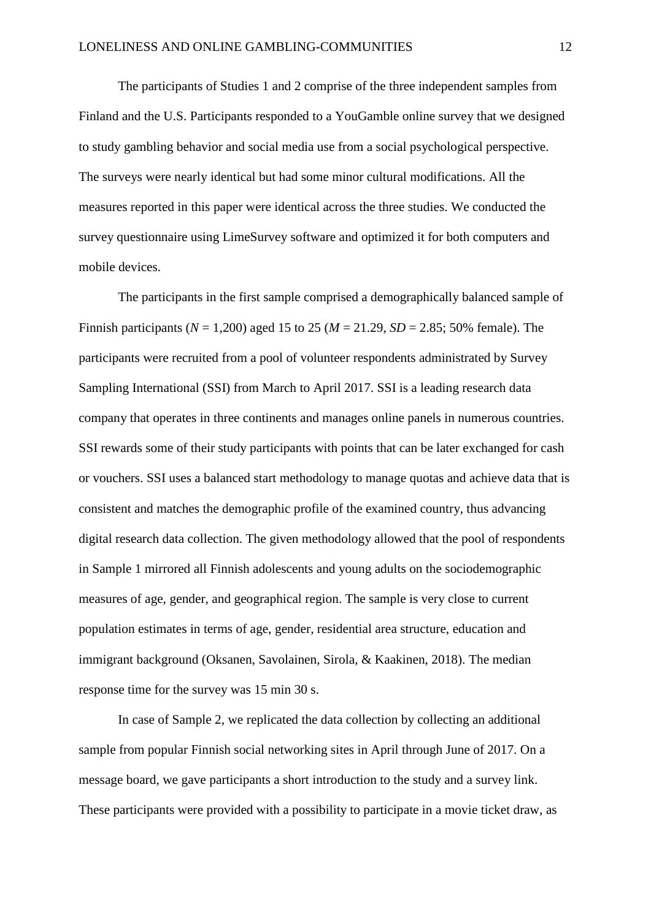The participants of Studies 1 and 2 comprise of the three independent samples from Finland and the U.S. Participants responded to a YouGamble online survey that we designed to study gambling behavior and social media use from a social psychological perspective. The surveys were nearly identical but had some minor cultural modifications. All the measures reported in this paper were identical across the three studies. We conducted the survey questionnaire using LimeSurvey software and optimized it for both computers and mobile devices.

The participants in the first sample comprised a demographically balanced sample of Finnish participants ($N$ = 1,200) aged 15 to 25 ($M$ = 21.29, $SD$ = 2.85; 50% female). The participants were recruited from a pool of volunteer respondents administrated by Survey Sampling International (SSI) from March to April 2017. SSI is a leading research data company that operates in three continents and manages online panels in numerous countries. SSI rewards some of their study participants with points that can be later exchanged for cash or vouchers. SSI uses a balanced start methodology to manage quotas and achieve data that is consistent and matches the demographic profile of the examined country, thus advancing digital research data collection. The given methodology allowed that the pool of respondents in Sample 1 mirrored all Finnish adolescents and young adults on the sociodemographic measures of age, gender, and geographical region. The sample is very close to current population estimates in terms of age, gender, residential area structure, education and immigrant background (Oksanen, Savolainen, Sirola, & Kaakinen, 2018). The median response time for the survey was 15 min 30 s.

In case of Sample 2, we replicated the data collection by collecting an additional sample from popular Finnish social networking sites in April through June of 2017. On a message board, we gave participants a short introduction to the study and a survey link. These participants were provided with a possibility to participate in a movie ticket draw, as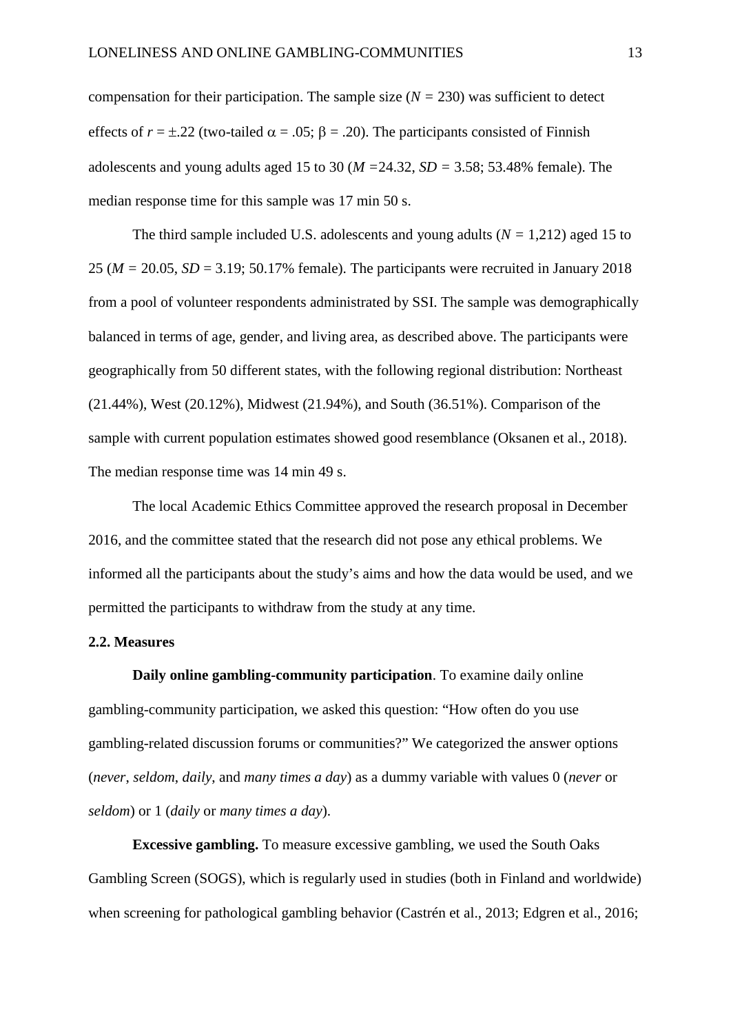compensation for their participation. The sample size ($N$ = 230) was sufficient to detect effects of $r = \pm.22$ (two-tailed $\alpha$ = .05; $\beta$ = .20). The participants consisted of Finnish adolescents and young adults aged 15 to 30 ($M$ =24.32, $SD$ = 3.58; 53.48% female). The median response time for this sample was 17 min 50 s.

The third sample included U.S. adolescents and young adults ($N$ = 1,212) aged 15 to 25 ($M$ = 20.05, $SD$ = 3.19; 50.17% female). The participants were recruited in January 2018 from a pool of volunteer respondents administrated by SSI. The sample was demographically balanced in terms of age, gender, and living area, as described above. The participants were geographically from 50 different states, with the following regional distribution: Northeast (21.44%), West (20.12%), Midwest (21.94%), and South (36.51%). Comparison of the sample with current population estimates showed good resemblance (Oksanen et al., 2018). The median response time was 14 min 49 s.

The local Academic Ethics Committee approved the research proposal in December 2016, and the committee stated that the research did not pose any ethical problems. We informed all the participants about the study's aims and how the data would be used, and we permitted the participants to withdraw from the study at any time.

### 2.2. Measures

**Daily online gambling-community participation**. To examine daily online gambling-community participation, we asked this question: "How often do you use gambling-related discussion forums or communities?" We categorized the answer options (*never*, *seldom*, *daily*, and *many times a day*) as a dummy variable with values 0 (*never* or *seldom*) or 1 (*daily* or *many times a day*).

**Excessive gambling.** To measure excessive gambling, we used the South Oaks Gambling Screen (SOGS), which is regularly used in studies (both in Finland and worldwide) when screening for pathological gambling behavior (Castrén et al., 2013; Edgren et al., 2016;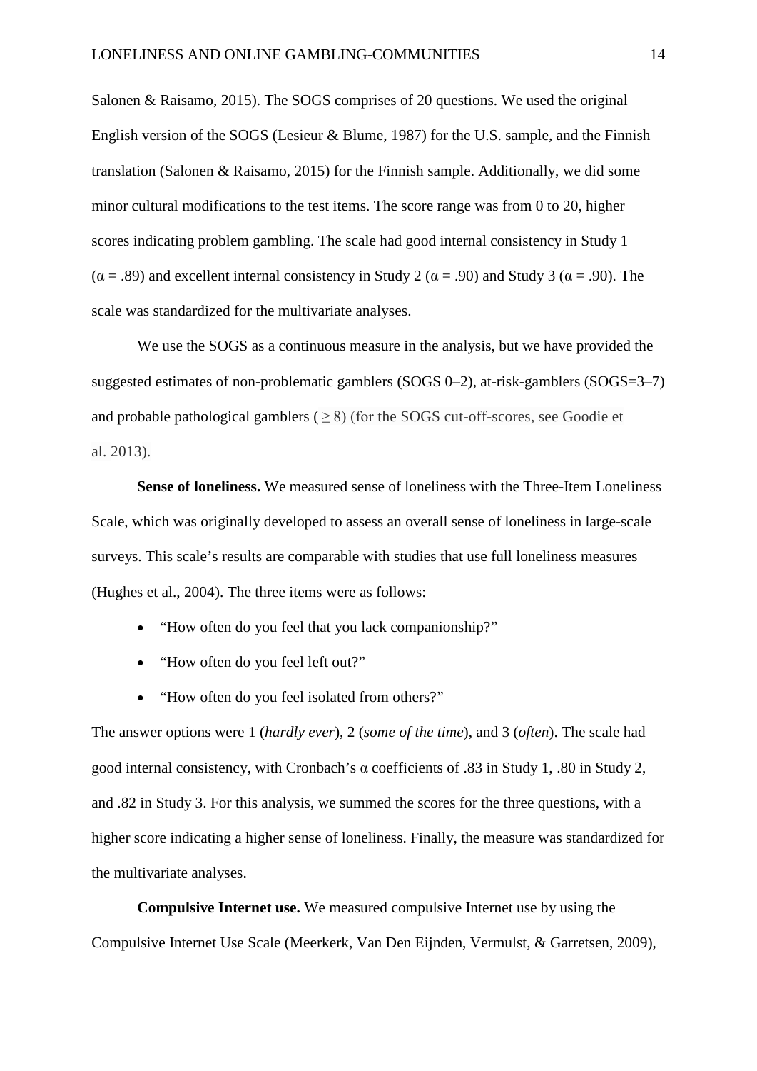Salonen & Raisamo, 2015). The SOGS comprises of 20 questions. We used the original English version of the SOGS (Lesieur & Blume, 1987) for the U.S. sample, and the Finnish translation (Salonen & Raisamo, 2015) for the Finnish sample. Additionally, we did some minor cultural modifications to the test items. The score range was from 0 to 20, higher scores indicating problem gambling. The scale had good internal consistency in Study 1 ($\alpha = .89$) and excellent internal consistency in Study 2 ($\alpha = .90$) and Study 3 ($\alpha = .90$). The scale was standardized for the multivariate analyses.

We use the SOGS as a continuous measure in the analysis, but we have provided the suggested estimates of non-problematic gamblers (SOGS 0–2), at-risk-gamblers (SOGS=3–7) and probable pathological gamblers ($\geq 8$) (for the SOGS cut-off-scores, see Goodie et al. 2013).

**Sense of loneliness.** We measured sense of loneliness with the Three-Item Loneliness Scale, which was originally developed to assess an overall sense of loneliness in large-scale surveys. This scale's results are comparable with studies that use full loneliness measures (Hughes et al., 2004). The three items were as follows:

- "How often do you feel that you lack companionship?"
- "How often do you feel left out?"
- "How often do you feel isolated from others?"

The answer options were 1 (*hardly ever*), 2 (*some of the time*), and 3 (*often*). The scale had good internal consistency, with Cronbach's $\alpha$ coefficients of .83 in Study 1, .80 in Study 2, and .82 in Study 3. For this analysis, we summed the scores for the three questions, with a higher score indicating a higher sense of loneliness. Finally, the measure was standardized for the multivariate analyses.

**Compulsive Internet use.** We measured compulsive Internet use by using the Compulsive Internet Use Scale (Meerkerk, Van Den Eijnden, Vermulst, & Garretsen, 2009),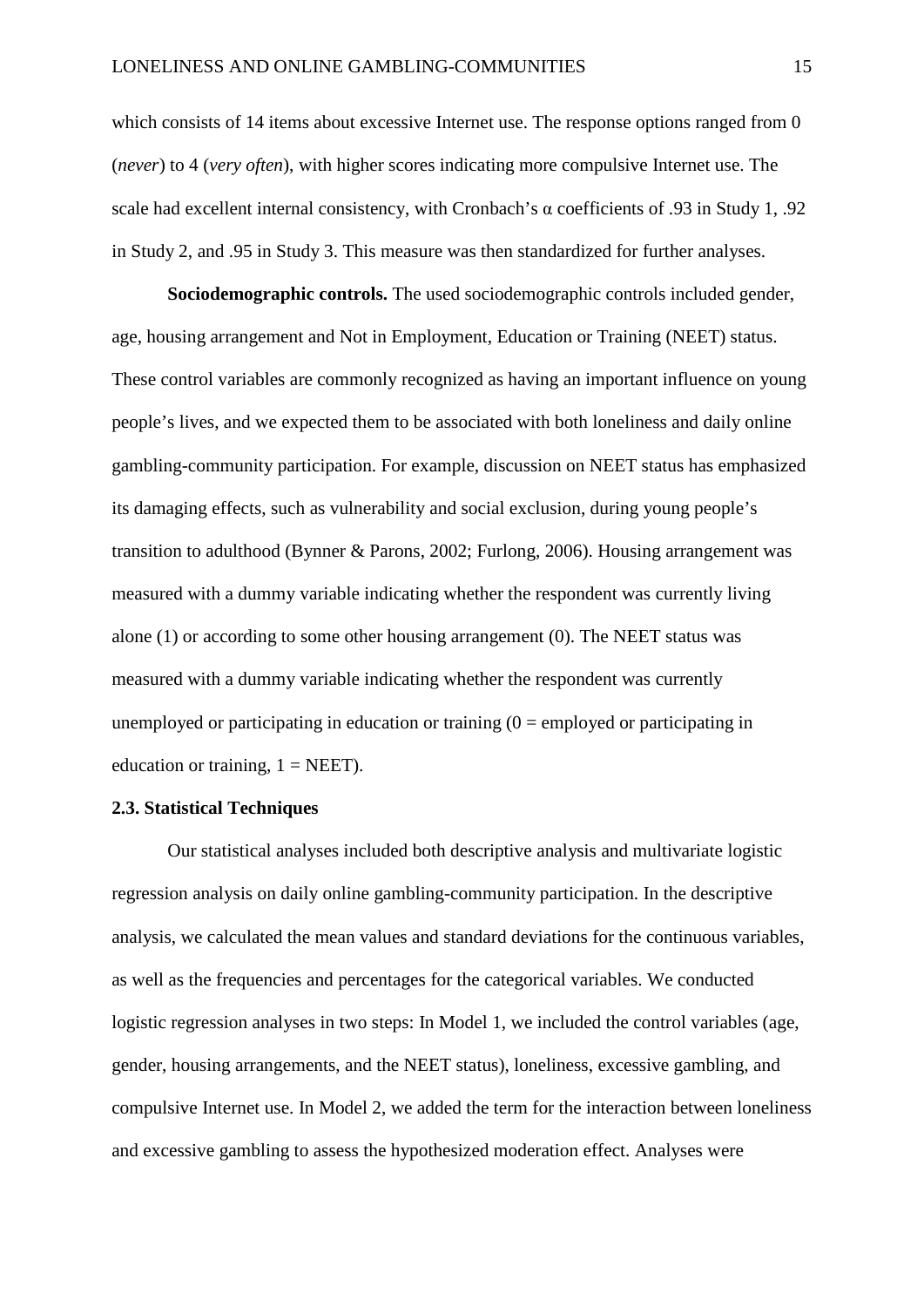which consists of 14 items about excessive Internet use. The response options ranged from 0 (*never*) to 4 (*very often*), with higher scores indicating more compulsive Internet use. The scale had excellent internal consistency, with Cronbach's α coefficients of .93 in Study 1, .92 in Study 2, and .95 in Study 3. This measure was then standardized for further analyses.

**Sociodemographic controls.** The used sociodemographic controls included gender, age, housing arrangement and Not in Employment, Education or Training (NEET) status. These control variables are commonly recognized as having an important influence on young people's lives, and we expected them to be associated with both loneliness and daily online gambling-community participation. For example, discussion on NEET status has emphasized its damaging effects, such as vulnerability and social exclusion, during young people's transition to adulthood (Bynner & Parons, 2002; Furlong, 2006). Housing arrangement was measured with a dummy variable indicating whether the respondent was currently living alone (1) or according to some other housing arrangement (0). The NEET status was measured with a dummy variable indicating whether the respondent was currently unemployed or participating in education or training (0 = employed or participating in education or training, 1 = NEET).

### 2.3. Statistical Techniques

Our statistical analyses included both descriptive analysis and multivariate logistic regression analysis on daily online gambling-community participation. In the descriptive analysis, we calculated the mean values and standard deviations for the continuous variables, as well as the frequencies and percentages for the categorical variables. We conducted logistic regression analyses in two steps: In Model 1, we included the control variables (age, gender, housing arrangements, and the NEET status), loneliness, excessive gambling, and compulsive Internet use. In Model 2, we added the term for the interaction between loneliness and excessive gambling to assess the hypothesized moderation effect. Analyses were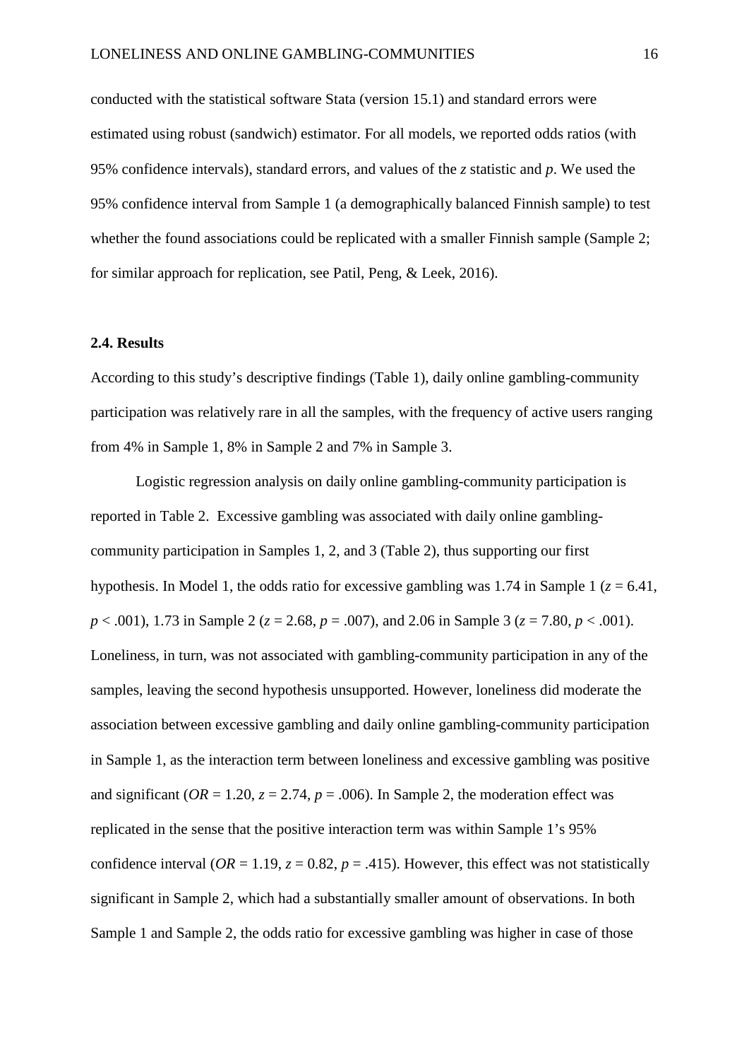conducted with the statistical software Stata (version 15.1) and standard errors were estimated using robust (sandwich) estimator. For all models, we reported odds ratios (with 95% confidence intervals), standard errors, and values of the *z* statistic and *p*. We used the 95% confidence interval from Sample 1 (a demographically balanced Finnish sample) to test whether the found associations could be replicated with a smaller Finnish sample (Sample 2; for similar approach for replication, see Patil, Peng, & Leek, 2016).

### 2.4. Results

According to this study's descriptive findings (Table 1), daily online gambling-community participation was relatively rare in all the samples, with the frequency of active users ranging from 4% in Sample 1, 8% in Sample 2 and 7% in Sample 3.

Logistic regression analysis on daily online gambling-community participation is reported in Table 2. Excessive gambling was associated with daily online gambling-community participation in Samples 1, 2, and 3 (Table 2), thus supporting our first hypothesis. In Model 1, the odds ratio for excessive gambling was 1.74 in Sample 1 ($z = 6.41$, $p < .001$), 1.73 in Sample 2 ($z = 2.68$, $p = .007$), and 2.06 in Sample 3 ($z = 7.80$, $p < .001$). Loneliness, in turn, was not associated with gambling-community participation in any of the samples, leaving the second hypothesis unsupported. However, loneliness did moderate the association between excessive gambling and daily online gambling-community participation in Sample 1, as the interaction term between loneliness and excessive gambling was positive and significant ($OR = 1.20$, $z = 2.74$, $p = .006$). In Sample 2, the moderation effect was replicated in the sense that the positive interaction term was within Sample 1's 95% confidence interval ($OR = 1.19$, $z = 0.82$, $p = .415$). However, this effect was not statistically significant in Sample 2, which had a substantially smaller amount of observations. In both Sample 1 and Sample 2, the odds ratio for excessive gambling was higher in case of those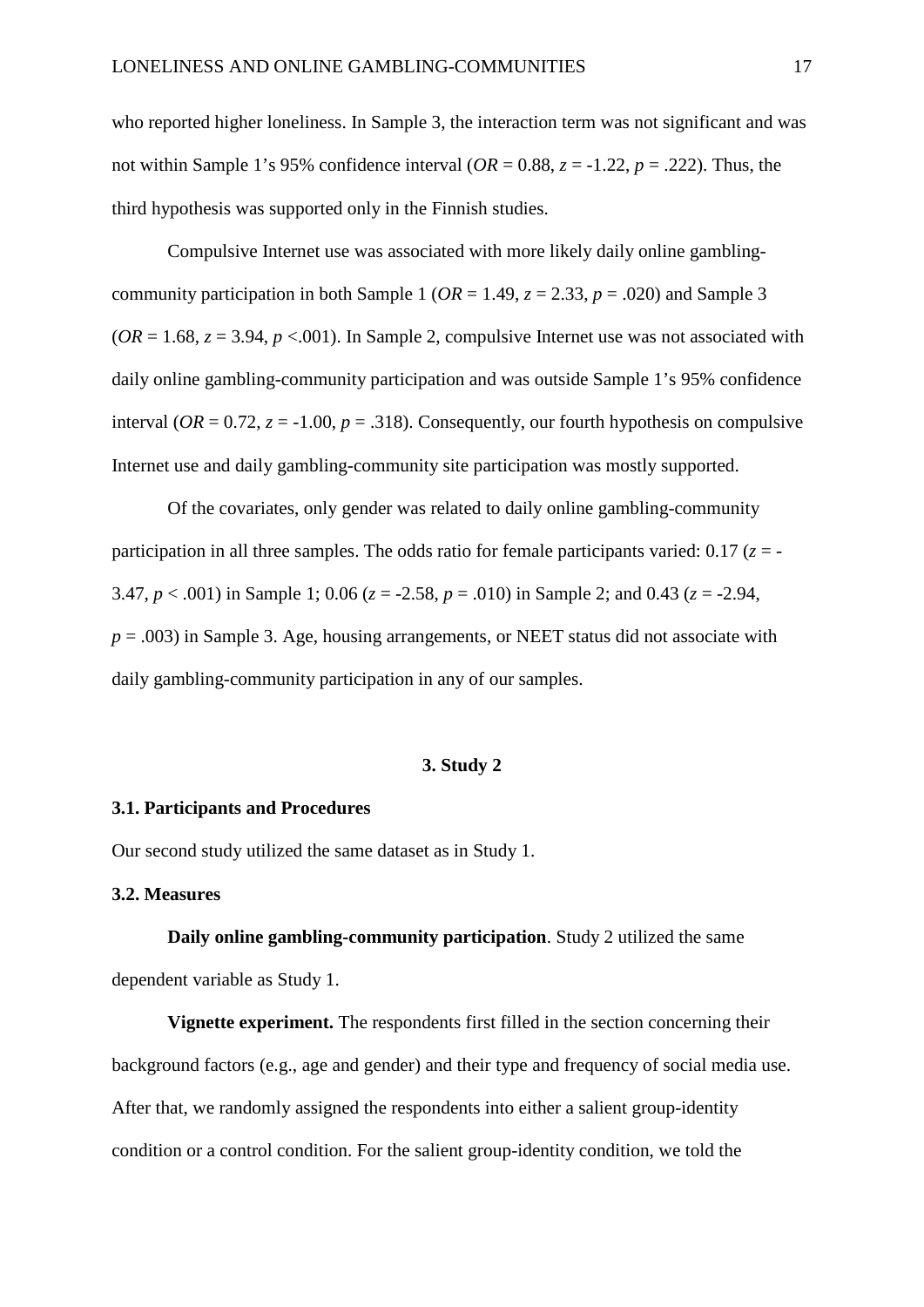who reported higher loneliness. In Sample 3, the interaction term was not significant and was not within Sample 1's 95% confidence interval ($OR = 0.88$, $z = -1.22$, $p = .222$). Thus, the third hypothesis was supported only in the Finnish studies.

Compulsive Internet use was associated with more likely daily online gambling-community participation in both Sample 1 ($OR = 1.49$, $z = 2.33$, $p = .020$) and Sample 3 ($OR = 1.68$, $z = 3.94$, $p < .001$). In Sample 2, compulsive Internet use was not associated with daily online gambling-community participation and was outside Sample 1's 95% confidence interval ($OR = 0.72$, $z = -1.00$, $p = .318$). Consequently, our fourth hypothesis on compulsive Internet use and daily gambling-community site participation was mostly supported.

Of the covariates, only gender was related to daily online gambling-community participation in all three samples. The odds ratio for female participants varied: 0.17 ($z = -3.47$, $p < .001$) in Sample 1; 0.06 ($z = -2.58$, $p = .010$) in Sample 2; and 0.43 ($z = -2.94$, $p = .003$) in Sample 3. Age, housing arrangements, or NEET status did not associate with daily gambling-community participation in any of our samples.

## 3. Study 2

### 3.1. Participants and Procedures

Our second study utilized the same dataset as in Study 1.

### 3.2. Measures

**Daily online gambling-community participation**. Study 2 utilized the same dependent variable as Study 1.

**Vignette experiment.** The respondents first filled in the section concerning their background factors (e.g., age and gender) and their type and frequency of social media use. After that, we randomly assigned the respondents into either a salient group-identity condition or a control condition. For the salient group-identity condition, we told the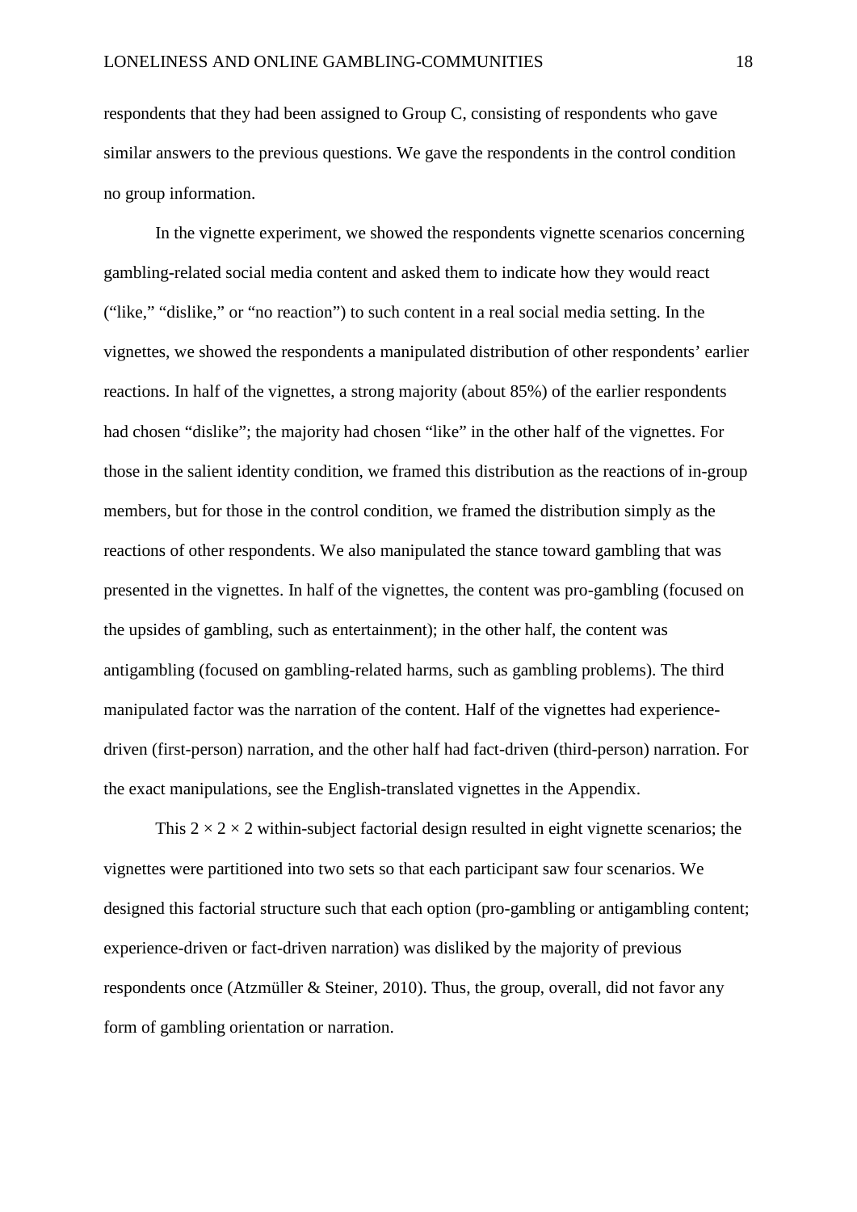respondents that they had been assigned to Group C, consisting of respondents who gave similar answers to the previous questions. We gave the respondents in the control condition no group information.

In the vignette experiment, we showed the respondents vignette scenarios concerning gambling-related social media content and asked them to indicate how they would react ("like," "dislike," or "no reaction") to such content in a real social media setting. In the vignettes, we showed the respondents a manipulated distribution of other respondents' earlier reactions. In half of the vignettes, a strong majority (about 85%) of the earlier respondents had chosen "dislike"; the majority had chosen "like" in the other half of the vignettes. For those in the salient identity condition, we framed this distribution as the reactions of in-group members, but for those in the control condition, we framed the distribution simply as the reactions of other respondents. We also manipulated the stance toward gambling that was presented in the vignettes. In half of the vignettes, the content was pro-gambling (focused on the upsides of gambling, such as entertainment); in the other half, the content was antigambling (focused on gambling-related harms, such as gambling problems). The third manipulated factor was the narration of the content. Half of the vignettes had experience-driven (first-person) narration, and the other half had fact-driven (third-person) narration. For the exact manipulations, see the English-translated vignettes in the Appendix.

This $2 \times 2 \times 2$ within-subject factorial design resulted in eight vignette scenarios; the vignettes were partitioned into two sets so that each participant saw four scenarios. We designed this factorial structure such that each option (pro-gambling or antigambling content; experience-driven or fact-driven narration) was disliked by the majority of previous respondents once (Atzmüller & Steiner, 2010). Thus, the group, overall, did not favor any form of gambling orientation or narration.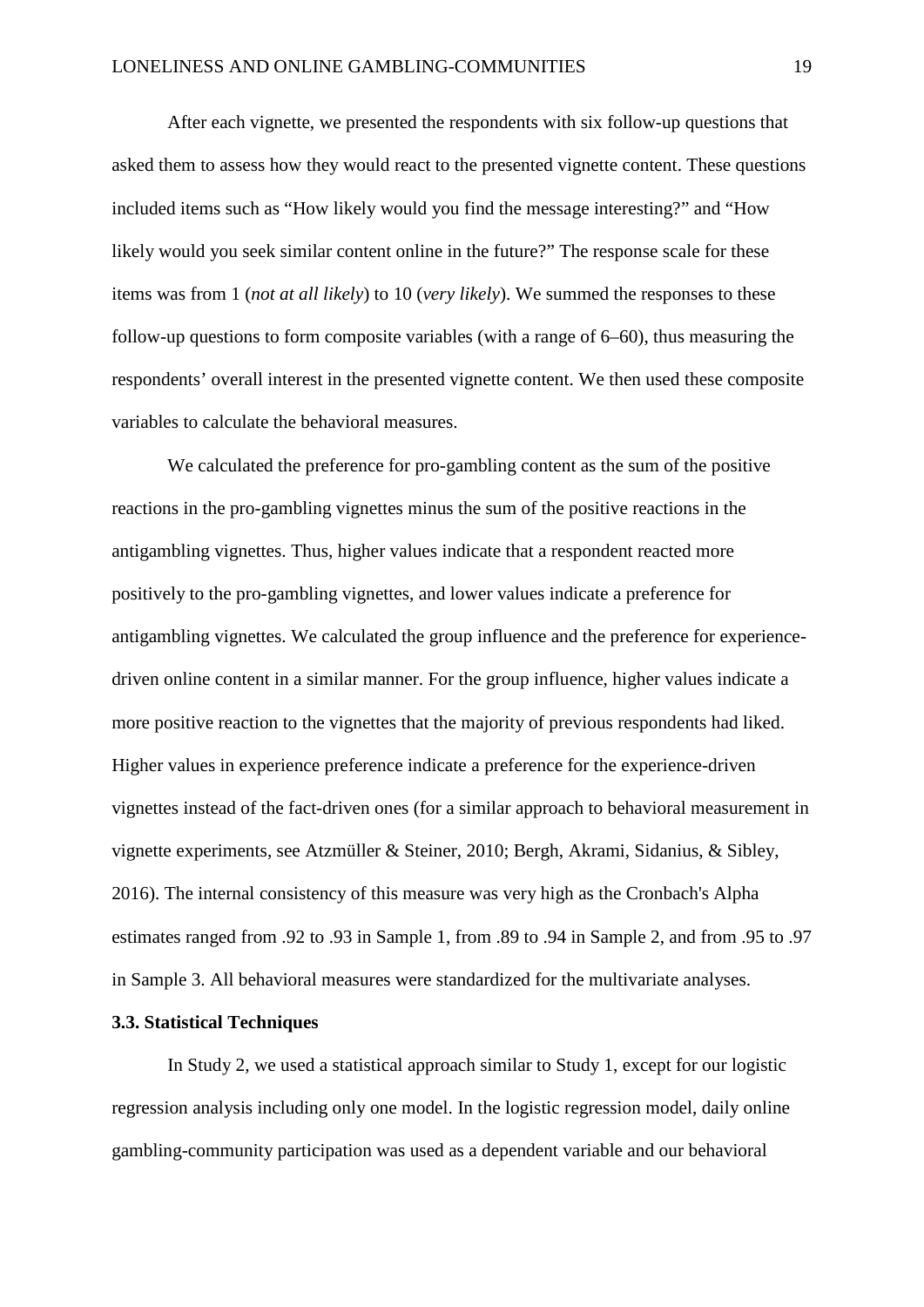After each vignette, we presented the respondents with six follow-up questions that asked them to assess how they would react to the presented vignette content. These questions included items such as "How likely would you find the message interesting?" and "How likely would you seek similar content online in the future?" The response scale for these items was from 1 (*not at all likely*) to 10 (*very likely*). We summed the responses to these follow-up questions to form composite variables (with a range of 6–60), thus measuring the respondents' overall interest in the presented vignette content. We then used these composite variables to calculate the behavioral measures.

We calculated the preference for pro-gambling content as the sum of the positive reactions in the pro-gambling vignettes minus the sum of the positive reactions in the antigambling vignettes. Thus, higher values indicate that a respondent reacted more positively to the pro-gambling vignettes, and lower values indicate a preference for antigambling vignettes. We calculated the group influence and the preference for experience-driven online content in a similar manner. For the group influence, higher values indicate a more positive reaction to the vignettes that the majority of previous respondents had liked. Higher values in experience preference indicate a preference for the experience-driven vignettes instead of the fact-driven ones (for a similar approach to behavioral measurement in vignette experiments, see Atzmüller & Steiner, 2010; Bergh, Akrami, Sidanius, & Sibley, 2016). The internal consistency of this measure was very high as the Cronbach's Alpha estimates ranged from .92 to .93 in Sample 1, from .89 to .94 in Sample 2, and from .95 to .97 in Sample 3. All behavioral measures were standardized for the multivariate analyses.

### 3.3. Statistical Techniques

In Study 2, we used a statistical approach similar to Study 1, except for our logistic regression analysis including only one model. In the logistic regression model, daily online gambling-community participation was used as a dependent variable and our behavioral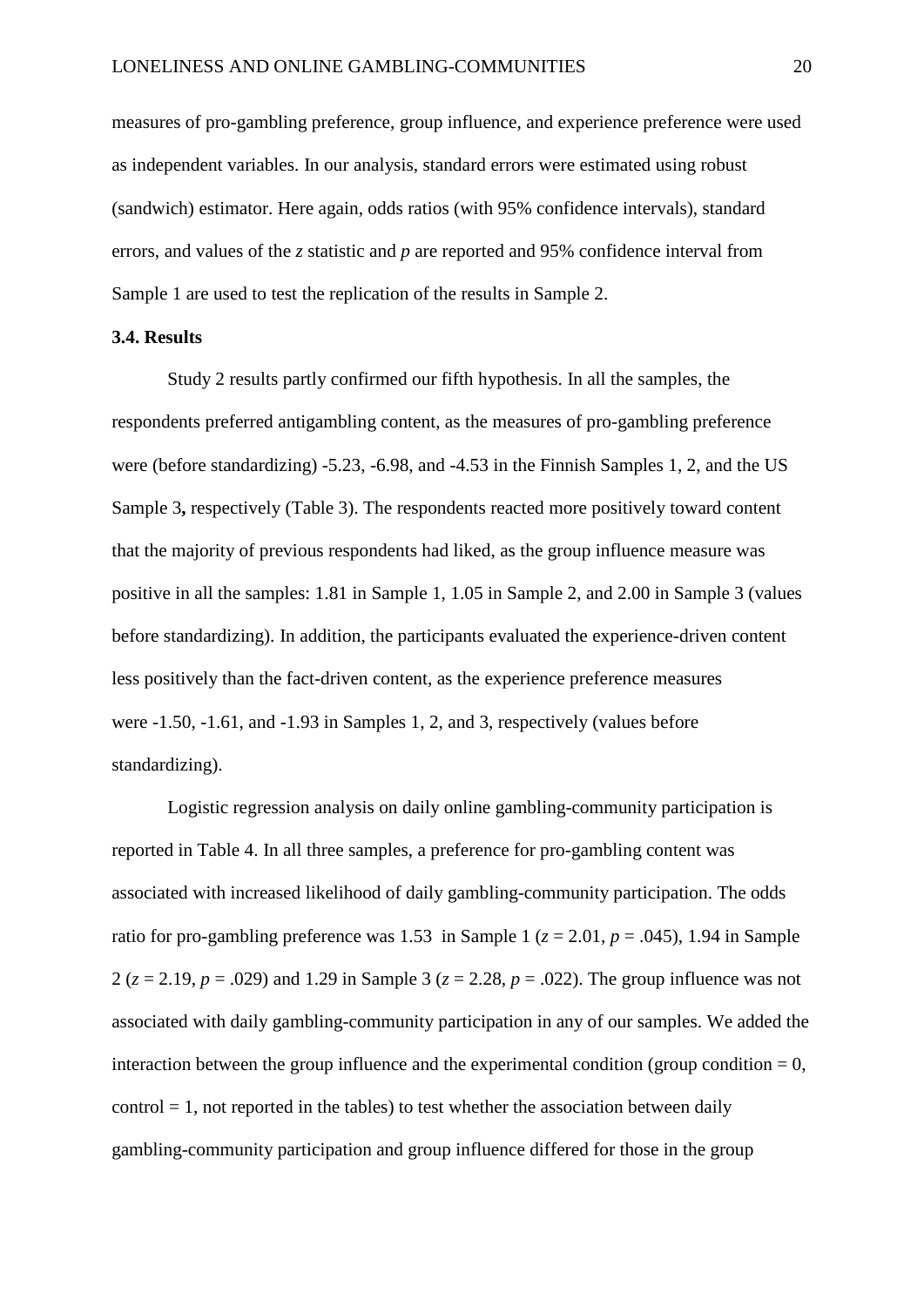measures of pro-gambling preference, group influence, and experience preference were used as independent variables. In our analysis, standard errors were estimated using robust (sandwich) estimator. Here again, odds ratios (with 95% confidence intervals), standard errors, and values of the $z$ statistic and $p$ are reported and 95% confidence interval from Sample 1 are used to test the replication of the results in Sample 2.

### 3.4. Results

Study 2 results partly confirmed our fifth hypothesis. In all the samples, the respondents preferred antigambling content, as the measures of pro-gambling preference were (before standardizing) -5.23, -6.98, and -4.53 in the Finnish Samples 1, 2, and the US Sample 3**,** respectively (Table 3). The respondents reacted more positively toward content that the majority of previous respondents had liked, as the group influence measure was positive in all the samples: 1.81 in Sample 1, 1.05 in Sample 2, and 2.00 in Sample 3 (values before standardizing). In addition, the participants evaluated the experience-driven content less positively than the fact-driven content, as the experience preference measures were -1.50, -1.61, and -1.93 in Samples 1, 2, and 3, respectively (values before standardizing).

Logistic regression analysis on daily online gambling-community participation is reported in Table 4. In all three samples, a preference for pro-gambling content was associated with increased likelihood of daily gambling-community participation. The odds ratio for pro-gambling preference was 1.53 in Sample 1 ($z = 2.01$, $p = .045$), 1.94 in Sample 2 ($z = 2.19$, $p = .029$) and 1.29 in Sample 3 ($z = 2.28$, $p = .022$). The group influence was not associated with daily gambling-community participation in any of our samples. We added the interaction between the group influence and the experimental condition (group condition = 0, control = 1, not reported in the tables) to test whether the association between daily gambling-community participation and group influence differed for those in the group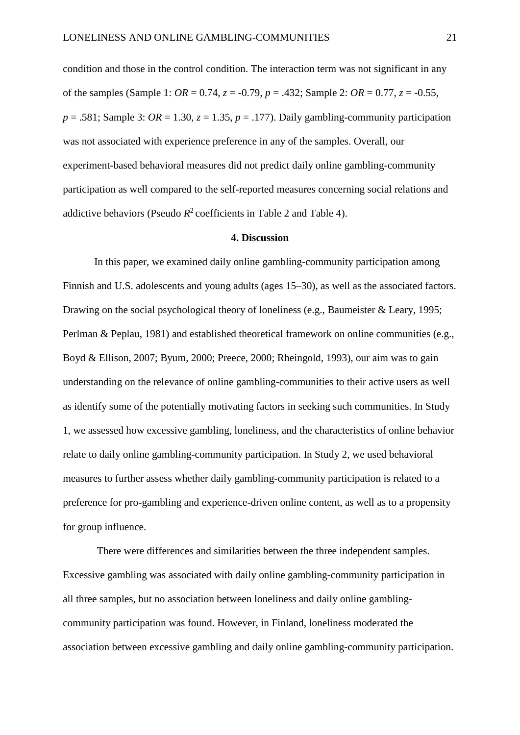condition and those in the control condition. The interaction term was not significant in any of the samples (Sample 1: $OR$ = 0.74, $z$ = -0.79, $p$ = .432; Sample 2: $OR$ = 0.77, $z$ = -0.55, $p$ = .581; Sample 3: $OR$ = 1.30, $z$ = 1.35, $p$ = .177). Daily gambling-community participation was not associated with experience preference in any of the samples. Overall, our experiment-based behavioral measures did not predict daily online gambling-community participation as well compared to the self-reported measures concerning social relations and addictive behaviors (Pseudo $R^2$ coefficients in Table 2 and Table 4).

## 4. Discussion

In this paper, we examined daily online gambling-community participation among Finnish and U.S. adolescents and young adults (ages 15–30), as well as the associated factors. Drawing on the social psychological theory of loneliness (e.g., Baumeister & Leary, 1995; Perlman & Peplau, 1981) and established theoretical framework on online communities (e.g., Boyd & Ellison, 2007; Byum, 2000; Preece, 2000; Rheingold, 1993), our aim was to gain understanding on the relevance of online gambling-communities to their active users as well as identify some of the potentially motivating factors in seeking such communities. In Study 1, we assessed how excessive gambling, loneliness, and the characteristics of online behavior relate to daily online gambling-community participation. In Study 2, we used behavioral measures to further assess whether daily gambling-community participation is related to a preference for pro-gambling and experience-driven online content, as well as to a propensity for group influence.

There were differences and similarities between the three independent samples. Excessive gambling was associated with daily online gambling-community participation in all three samples, but no association between loneliness and daily online gambling-community participation was found. However, in Finland, loneliness moderated the association between excessive gambling and daily online gambling-community participation.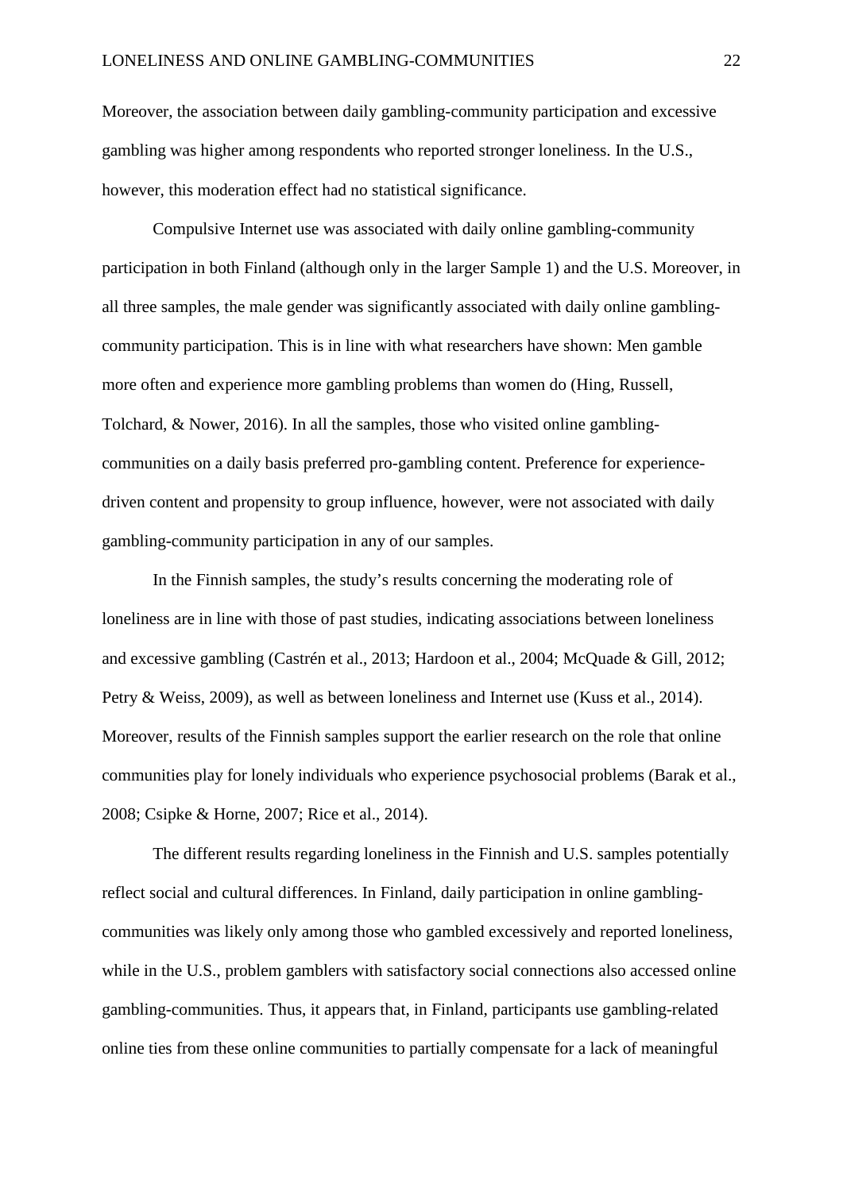Moreover, the association between daily gambling-community participation and excessive gambling was higher among respondents who reported stronger loneliness. In the U.S., however, this moderation effect had no statistical significance.

Compulsive Internet use was associated with daily online gambling-community participation in both Finland (although only in the larger Sample 1) and the U.S. Moreover, in all three samples, the male gender was significantly associated with daily online gambling-community participation. This is in line with what researchers have shown: Men gamble more often and experience more gambling problems than women do (Hing, Russell, Tolchard, & Nower, 2016). In all the samples, those who visited online gambling-communities on a daily basis preferred pro-gambling content. Preference for experience-driven content and propensity to group influence, however, were not associated with daily gambling-community participation in any of our samples.

In the Finnish samples, the study's results concerning the moderating role of loneliness are in line with those of past studies, indicating associations between loneliness and excessive gambling (Castrén et al., 2013; Hardoon et al., 2004; McQuade & Gill, 2012; Petry & Weiss, 2009), as well as between loneliness and Internet use (Kuss et al., 2014). Moreover, results of the Finnish samples support the earlier research on the role that online communities play for lonely individuals who experience psychosocial problems (Barak et al., 2008; Csipke & Horne, 2007; Rice et al., 2014).

The different results regarding loneliness in the Finnish and U.S. samples potentially reflect social and cultural differences. In Finland, daily participation in online gambling-communities was likely only among those who gambled excessively and reported loneliness, while in the U.S., problem gamblers with satisfactory social connections also accessed online gambling-communities. Thus, it appears that, in Finland, participants use gambling-related online ties from these online communities to partially compensate for a lack of meaningful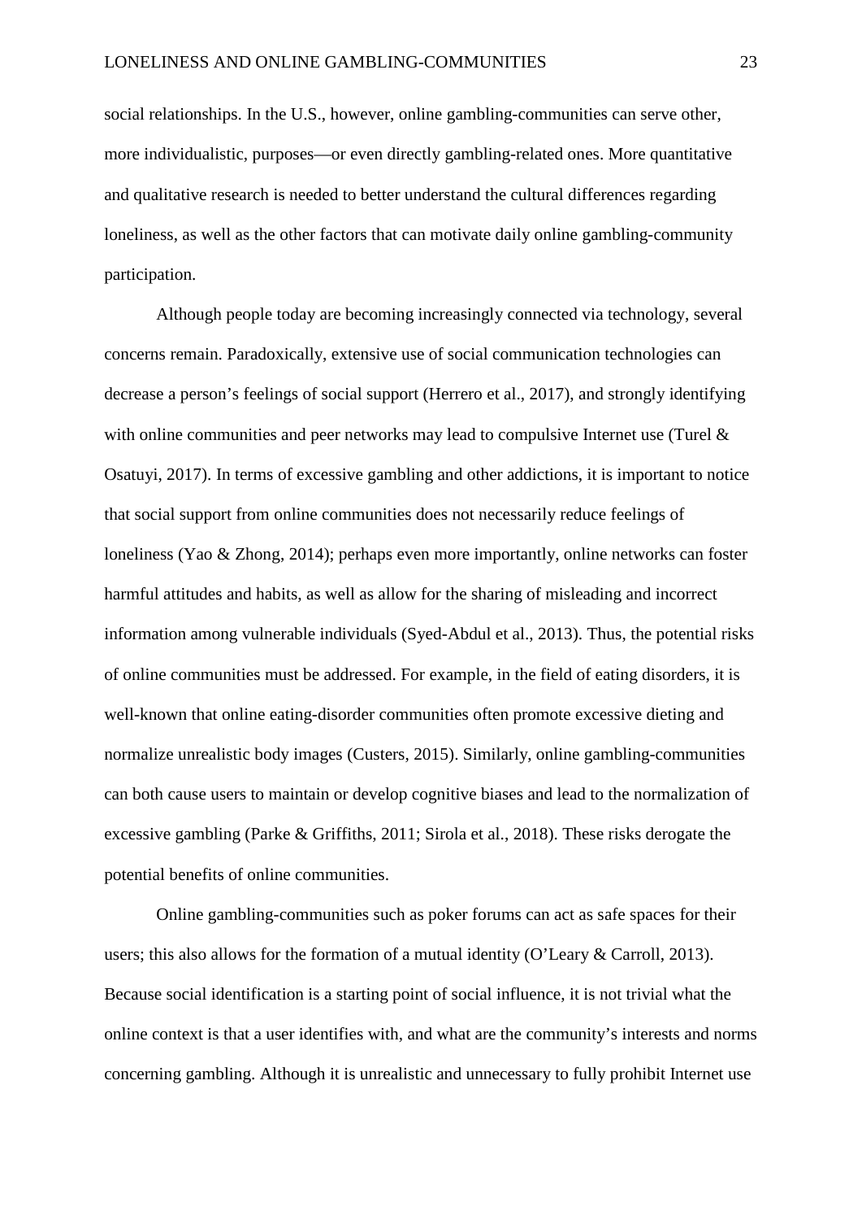social relationships. In the U.S., however, online gambling-communities can serve other, more individualistic, purposes—or even directly gambling-related ones. More quantitative and qualitative research is needed to better understand the cultural differences regarding loneliness, as well as the other factors that can motivate daily online gambling-community participation.

Although people today are becoming increasingly connected via technology, several concerns remain. Paradoxically, extensive use of social communication technologies can decrease a person's feelings of social support (Herrero et al., 2017), and strongly identifying with online communities and peer networks may lead to compulsive Internet use (Turel & Osatuyi, 2017). In terms of excessive gambling and other addictions, it is important to notice that social support from online communities does not necessarily reduce feelings of loneliness (Yao & Zhong, 2014); perhaps even more importantly, online networks can foster harmful attitudes and habits, as well as allow for the sharing of misleading and incorrect information among vulnerable individuals (Syed-Abdul et al., 2013). Thus, the potential risks of online communities must be addressed. For example, in the field of eating disorders, it is well-known that online eating-disorder communities often promote excessive dieting and normalize unrealistic body images (Custers, 2015). Similarly, online gambling-communities can both cause users to maintain or develop cognitive biases and lead to the normalization of excessive gambling (Parke & Griffiths, 2011; Sirola et al., 2018). These risks derogate the potential benefits of online communities.

Online gambling-communities such as poker forums can act as safe spaces for their users; this also allows for the formation of a mutual identity (O'Leary & Carroll, 2013). Because social identification is a starting point of social influence, it is not trivial what the online context is that a user identifies with, and what are the community's interests and norms concerning gambling. Although it is unrealistic and unnecessary to fully prohibit Internet use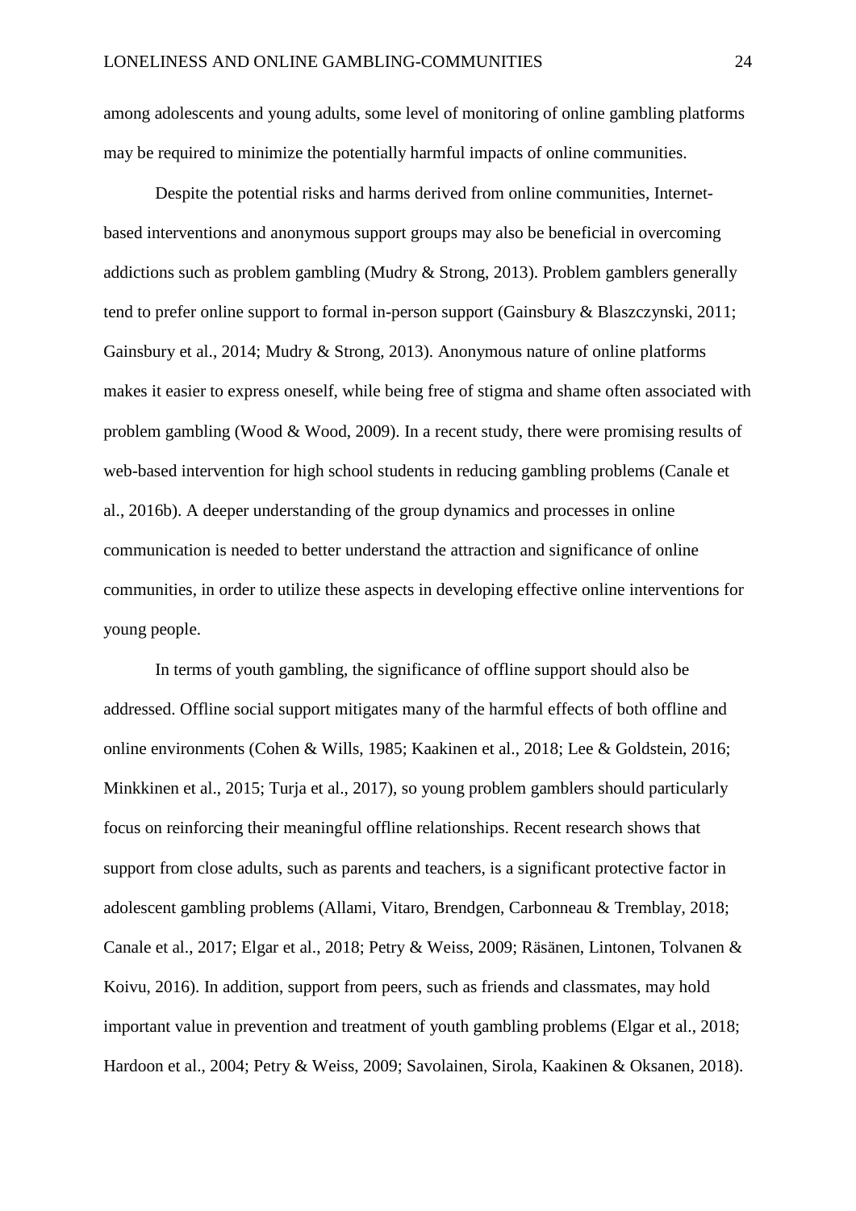among adolescents and young adults, some level of monitoring of online gambling platforms may be required to minimize the potentially harmful impacts of online communities.

Despite the potential risks and harms derived from online communities, Internet-based interventions and anonymous support groups may also be beneficial in overcoming addictions such as problem gambling (Mudry & Strong, 2013). Problem gamblers generally tend to prefer online support to formal in-person support (Gainsbury & Blaszczynski, 2011; Gainsbury et al., 2014; Mudry & Strong, 2013). Anonymous nature of online platforms makes it easier to express oneself, while being free of stigma and shame often associated with problem gambling (Wood & Wood, 2009). In a recent study, there were promising results of web-based intervention for high school students in reducing gambling problems (Canale et al., 2016b). A deeper understanding of the group dynamics and processes in online communication is needed to better understand the attraction and significance of online communities, in order to utilize these aspects in developing effective online interventions for young people.

In terms of youth gambling, the significance of offline support should also be addressed. Offline social support mitigates many of the harmful effects of both offline and online environments (Cohen & Wills, 1985; Kaakinen et al., 2018; Lee & Goldstein, 2016; Minkkinen et al., 2015; Turja et al., 2017), so young problem gamblers should particularly focus on reinforcing their meaningful offline relationships. Recent research shows that support from close adults, such as parents and teachers, is a significant protective factor in adolescent gambling problems (Allami, Vitaro, Brendgen, Carbonneau & Tremblay, 2018; Canale et al., 2017; Elgar et al., 2018; Petry & Weiss, 2009; Räsänen, Lintonen, Tolvanen & Koivu, 2016). In addition, support from peers, such as friends and classmates, may hold important value in prevention and treatment of youth gambling problems (Elgar et al., 2018; Hardoon et al., 2004; Petry & Weiss, 2009; Savolainen, Sirola, Kaakinen & Oksanen, 2018).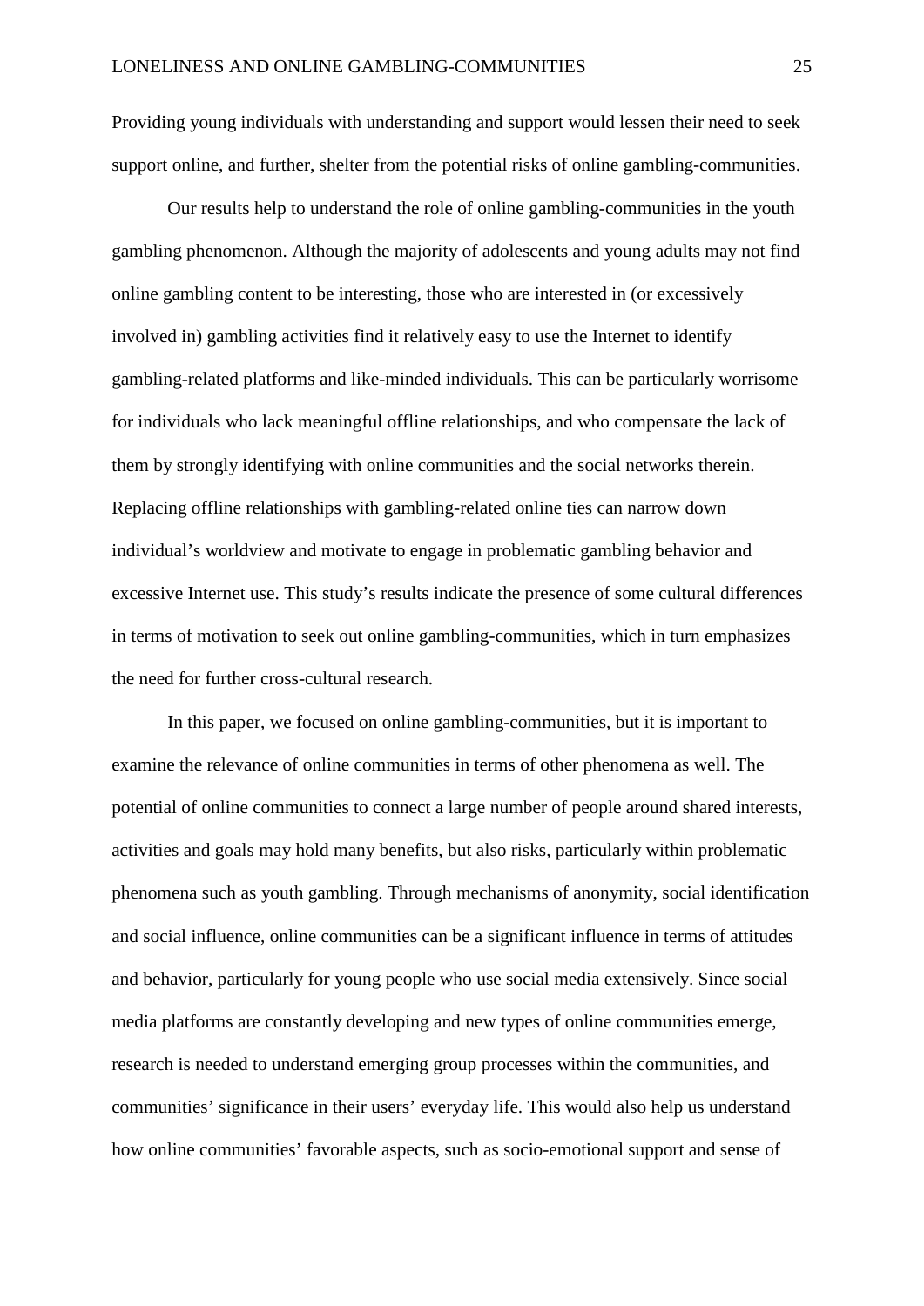Providing young individuals with understanding and support would lessen their need to seek support online, and further, shelter from the potential risks of online gambling-communities.

Our results help to understand the role of online gambling-communities in the youth gambling phenomenon. Although the majority of adolescents and young adults may not find online gambling content to be interesting, those who are interested in (or excessively involved in) gambling activities find it relatively easy to use the Internet to identify gambling-related platforms and like-minded individuals. This can be particularly worrisome for individuals who lack meaningful offline relationships, and who compensate the lack of them by strongly identifying with online communities and the social networks therein. Replacing offline relationships with gambling-related online ties can narrow down individual's worldview and motivate to engage in problematic gambling behavior and excessive Internet use. This study's results indicate the presence of some cultural differences in terms of motivation to seek out online gambling-communities, which in turn emphasizes the need for further cross-cultural research.

In this paper, we focused on online gambling-communities, but it is important to examine the relevance of online communities in terms of other phenomena as well. The potential of online communities to connect a large number of people around shared interests, activities and goals may hold many benefits, but also risks, particularly within problematic phenomena such as youth gambling. Through mechanisms of anonymity, social identification and social influence, online communities can be a significant influence in terms of attitudes and behavior, particularly for young people who use social media extensively. Since social media platforms are constantly developing and new types of online communities emerge, research is needed to understand emerging group processes within the communities, and communities' significance in their users' everyday life. This would also help us understand how online communities' favorable aspects, such as socio-emotional support and sense of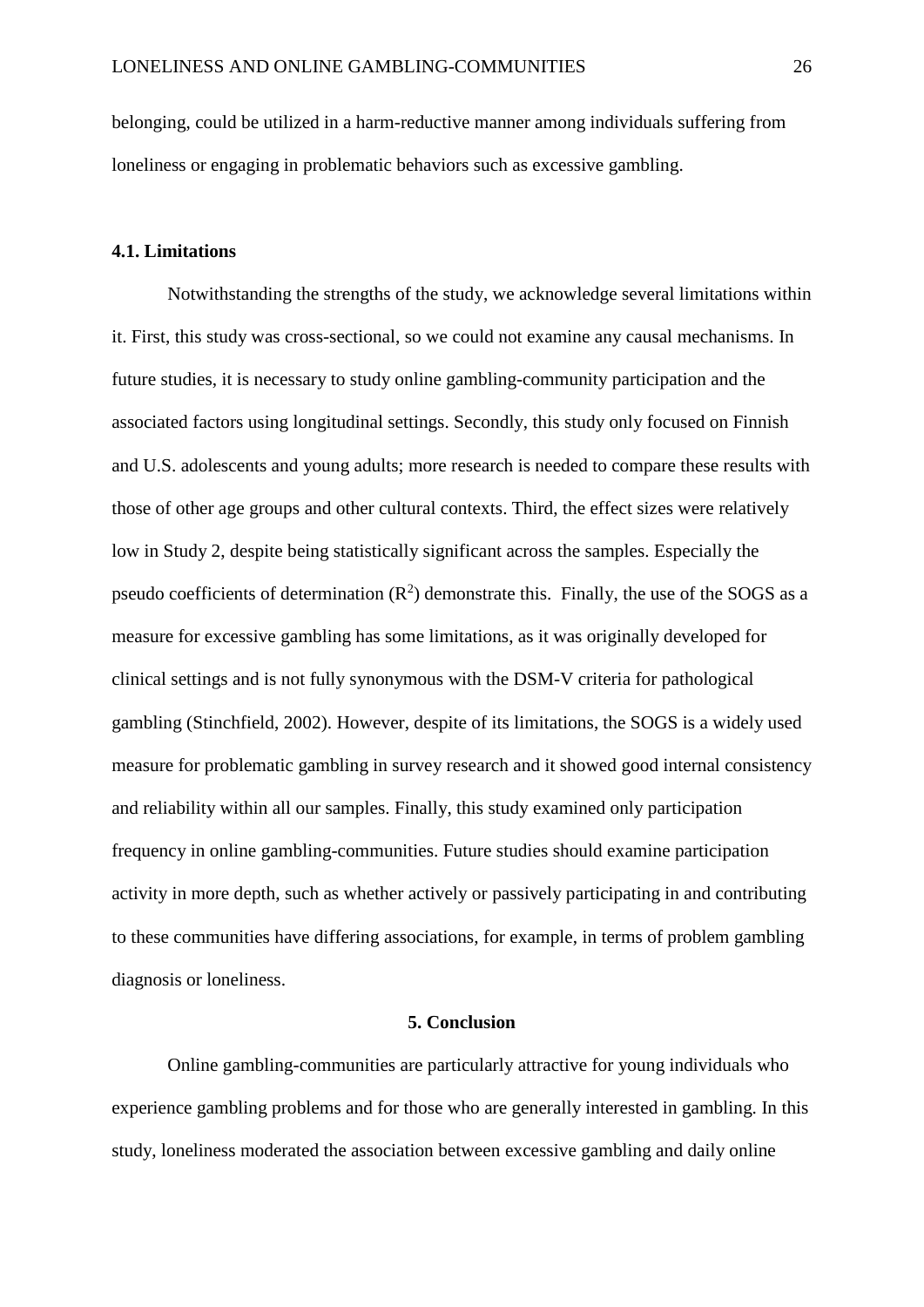belonging, could be utilized in a harm-reductive manner among individuals suffering from loneliness or engaging in problematic behaviors such as excessive gambling.

### 4.1. Limitations

Notwithstanding the strengths of the study, we acknowledge several limitations within it. First, this study was cross-sectional, so we could not examine any causal mechanisms. In future studies, it is necessary to study online gambling-community participation and the associated factors using longitudinal settings. Secondly, this study only focused on Finnish and U.S. adolescents and young adults; more research is needed to compare these results with those of other age groups and other cultural contexts. Third, the effect sizes were relatively low in Study 2, despite being statistically significant across the samples. Especially the pseudo coefficients of determination ($R^2$) demonstrate this. Finally, the use of the SOGS as a measure for excessive gambling has some limitations, as it was originally developed for clinical settings and is not fully synonymous with the DSM-V criteria for pathological gambling (Stinchfield, 2002). However, despite of its limitations, the SOGS is a widely used measure for problematic gambling in survey research and it showed good internal consistency and reliability within all our samples. Finally, this study examined only participation frequency in online gambling-communities. Future studies should examine participation activity in more depth, such as whether actively or passively participating in and contributing to these communities have differing associations, for example, in terms of problem gambling diagnosis or loneliness.

## 5. Conclusion

Online gambling-communities are particularly attractive for young individuals who experience gambling problems and for those who are generally interested in gambling. In this study, loneliness moderated the association between excessive gambling and daily online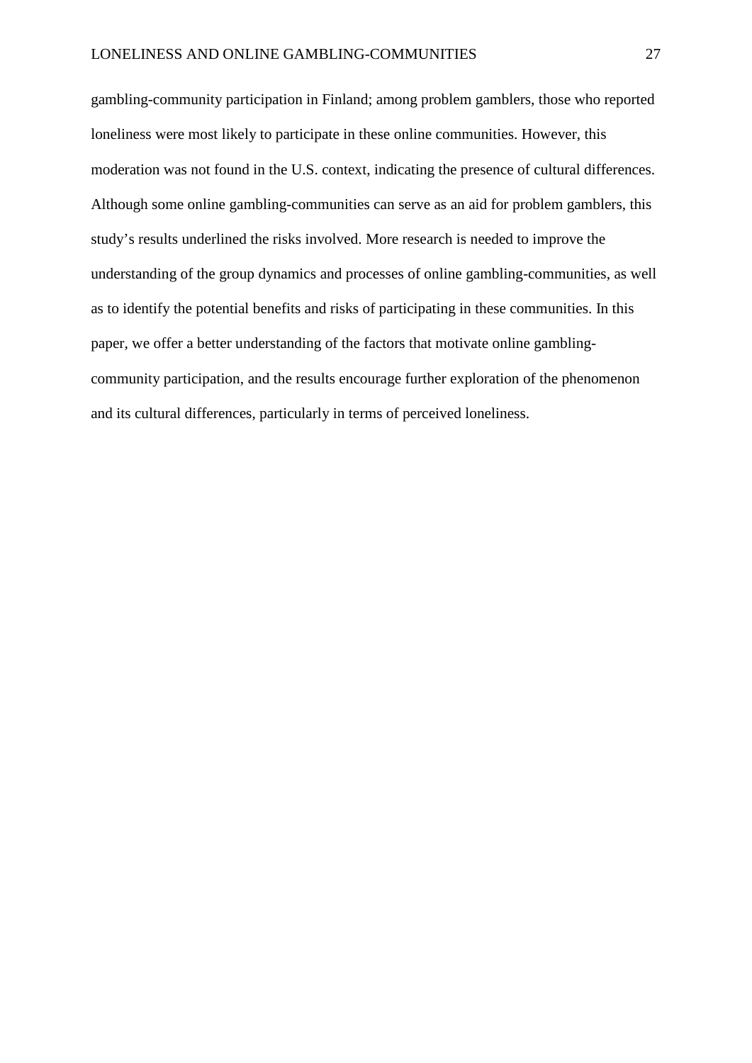gambling-community participation in Finland; among problem gamblers, those who reported loneliness were most likely to participate in these online communities. However, this moderation was not found in the U.S. context, indicating the presence of cultural differences. Although some online gambling-communities can serve as an aid for problem gamblers, this study's results underlined the risks involved. More research is needed to improve the understanding of the group dynamics and processes of online gambling-communities, as well as to identify the potential benefits and risks of participating in these communities. In this paper, we offer a better understanding of the factors that motivate online gambling-community participation, and the results encourage further exploration of the phenomenon and its cultural differences, particularly in terms of perceived loneliness.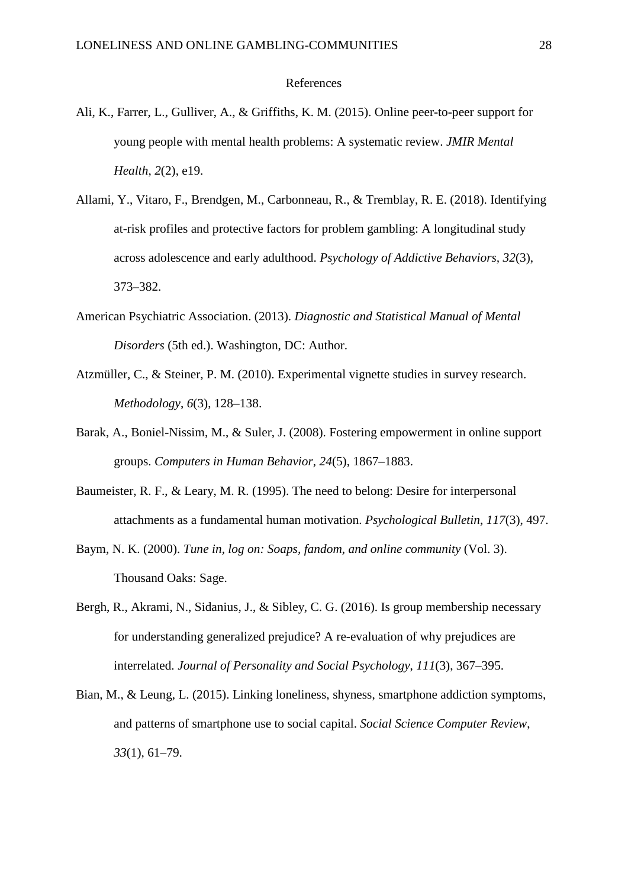# References

Ali, K., Farrer, L., Gulliver, A., & Griffiths, K. M. (2015). Online peer-to-peer support for young people with mental health problems: A systematic review. *JMIR Mental Health*, *2*(2), e19.

Allami, Y., Vitaro, F., Brendgen, M., Carbonneau, R., & Tremblay, R. E. (2018). Identifying at-risk profiles and protective factors for problem gambling: A longitudinal study across adolescence and early adulthood. *Psychology of Addictive Behaviors*, *32*(3), 373–382.

American Psychiatric Association. (2013). *Diagnostic and Statistical Manual of Mental Disorders* (5th ed.). Washington, DC: Author.

Atzmüller, C., & Steiner, P. M. (2010). Experimental vignette studies in survey research. *Methodology*, *6*(3), 128–138.

Barak, A., Boniel-Nissim, M., & Suler, J. (2008). Fostering empowerment in online support groups. *Computers in Human Behavior*, *24*(5), 1867–1883.

Baumeister, R. F., & Leary, M. R. (1995). The need to belong: Desire for interpersonal attachments as a fundamental human motivation. *Psychological Bulletin*, *117*(3), 497.

Baym, N. K. (2000). *Tune in, log on: Soaps, fandom, and online community* (Vol. 3). Thousand Oaks: Sage.

Bergh, R., Akrami, N., Sidanius, J., & Sibley, C. G. (2016). Is group membership necessary for understanding generalized prejudice? A re-evaluation of why prejudices are interrelated. *Journal of Personality and Social Psychology*, *111*(3), 367–395.

Bian, M., & Leung, L. (2015). Linking loneliness, shyness, smartphone addiction symptoms, and patterns of smartphone use to social capital. *Social Science Computer Review*, *33*(1), 61–79.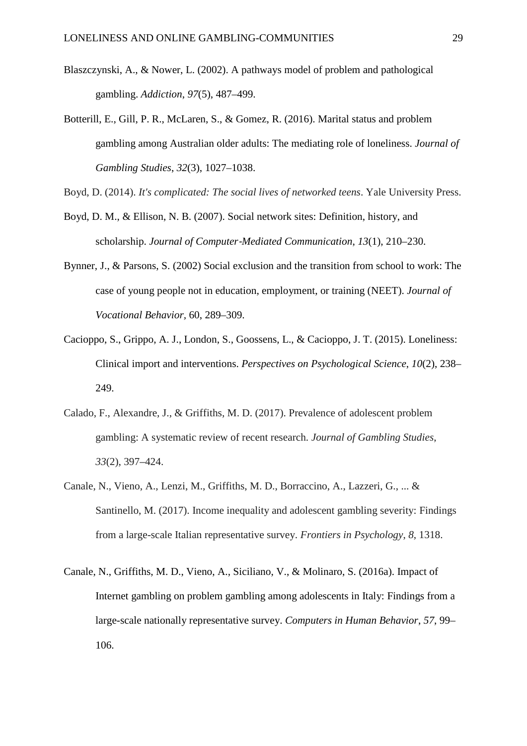Blaszczynski, A., & Nower, L. (2002). A pathways model of problem and pathological gambling. *Addiction*, *97*(5), 487–499.

Botterill, E., Gill, P. R., McLaren, S., & Gomez, R. (2016). Marital status and problem gambling among Australian older adults: The mediating role of loneliness. *Journal of Gambling Studies*, *32*(3), 1027–1038.

Boyd, D. (2014). *It's complicated: The social lives of networked teens*. Yale University Press.

Boyd, D. M., & Ellison, N. B. (2007). Social network sites: Definition, history, and scholarship. *Journal of Computer-Mediated Communication*, *13*(1), 210–230.

Bynner, J., & Parsons, S. (2002) Social exclusion and the transition from school to work: The case of young people not in education, employment, or training (NEET). *Journal of Vocational Behavior,* 60, 289–309.

Cacioppo, S., Grippo, A. J., London, S., Goossens, L., & Cacioppo, J. T. (2015). Loneliness: Clinical import and interventions. *Perspectives on Psychological Science*, *10*(2), 238–249.

Calado, F., Alexandre, J., & Griffiths, M. D. (2017). Prevalence of adolescent problem gambling: A systematic review of recent research. *Journal of Gambling Studies*, *33*(2), 397–424.

Canale, N., Vieno, A., Lenzi, M., Griffiths, M. D., Borraccino, A., Lazzeri, G., ... & Santinello, M. (2017). Income inequality and adolescent gambling severity: Findings from a large-scale Italian representative survey. *Frontiers in Psychology*, *8*, 1318.

Canale, N., Griffiths, M. D., Vieno, A., Siciliano, V., & Molinaro, S. (2016a). Impact of Internet gambling on problem gambling among adolescents in Italy: Findings from a large-scale nationally representative survey. *Computers in Human Behavior*, *57*, 99–106.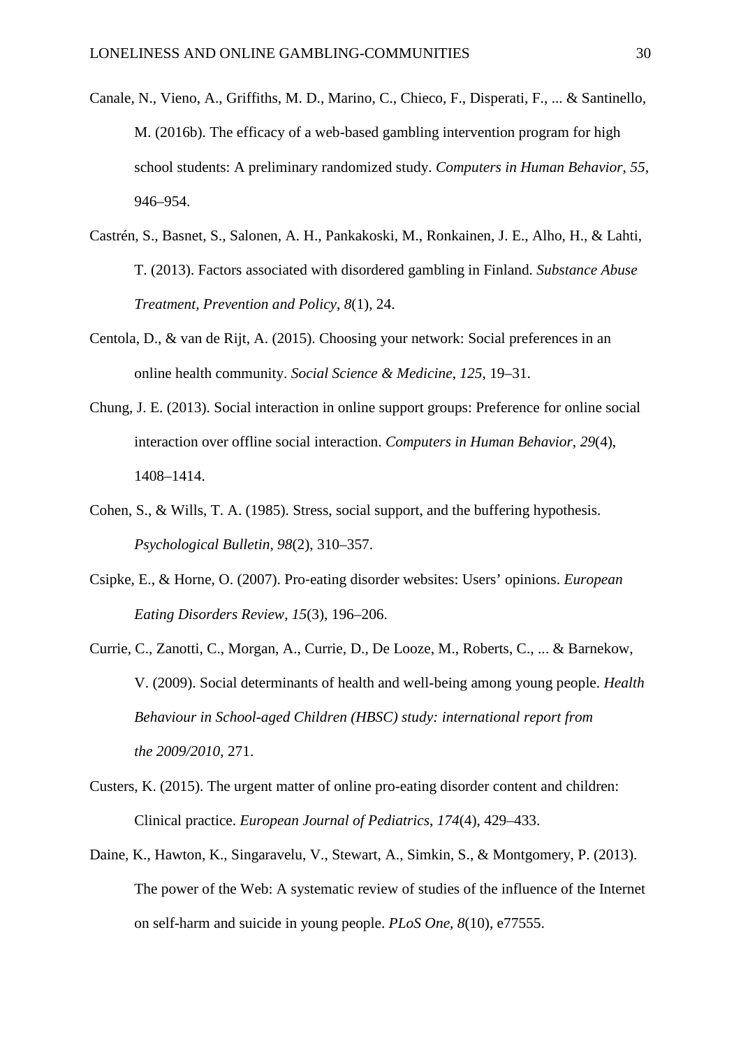Canale, N., Vieno, A., Griffiths, M. D., Marino, C., Chieco, F., Disperati, F., ... & Santinello, M. (2016b). The efficacy of a web-based gambling intervention program for high school students: A preliminary randomized study. *Computers in Human Behavior*, *55*, 946–954.

Castrén, S., Basnet, S., Salonen, A. H., Pankakoski, M., Ronkainen, J. E., Alho, H., & Lahti, T. (2013). Factors associated with disordered gambling in Finland. *Substance Abuse Treatment, Prevention and Policy*, *8*(1), 24.

Centola, D., & van de Rijt, A. (2015). Choosing your network: Social preferences in an online health community. *Social Science & Medicine*, *125*, 19–31.

Chung, J. E. (2013). Social interaction in online support groups: Preference for online social interaction over offline social interaction. *Computers in Human Behavior*, *29*(4), 1408–1414.

Cohen, S., & Wills, T. A. (1985). Stress, social support, and the buffering hypothesis. *Psychological Bulletin*, *98*(2), 310–357.

Csipke, E., & Horne, O. (2007). Pro-eating disorder websites: Users' opinions. *European Eating Disorders Review*, *15*(3), 196–206.

Currie, C., Zanotti, C., Morgan, A., Currie, D., De Looze, M., Roberts, C., ... & Barnekow, V. (2009). Social determinants of health and well-being among young people. *Health Behaviour in School-aged Children (HBSC) study: international report from the 2009/2010*, 271.

Custers, K. (2015). The urgent matter of online pro-eating disorder content and children: Clinical practice. *European Journal of Pediatrics*, *174*(4), 429–433.

Daine, K., Hawton, K., Singaravelu, V., Stewart, A., Simkin, S., & Montgomery, P. (2013). The power of the Web: A systematic review of studies of the influence of the Internet on self-harm and suicide in young people. *PLoS One*, *8*(10), e77555.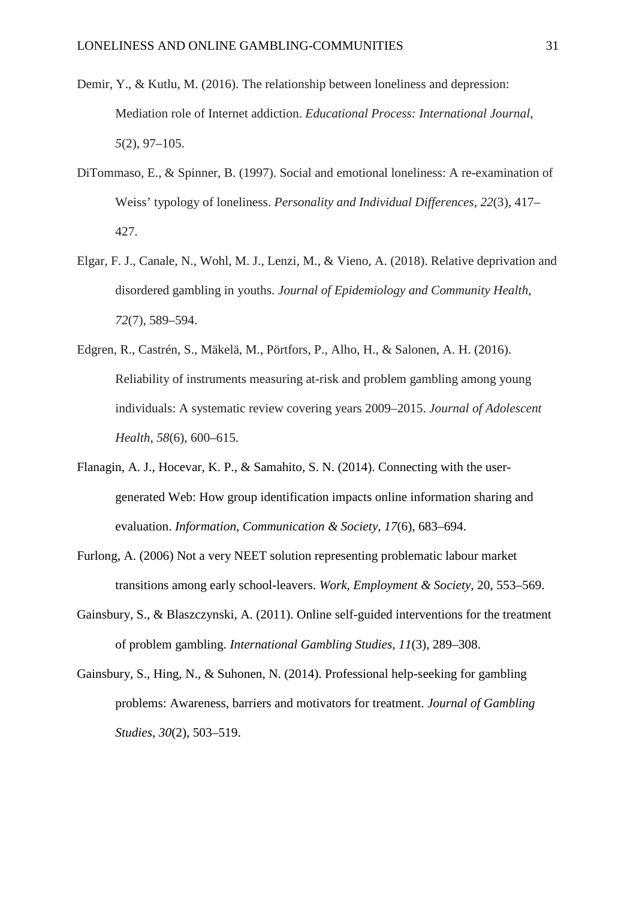Demir, Y., & Kutlu, M. (2016). The relationship between loneliness and depression: Mediation role of Internet addiction. *Educational Process: International Journal*, *5*(2), 97–105.

DiTommaso, E., & Spinner, B. (1997). Social and emotional loneliness: A re-examination of Weiss' typology of loneliness. *Personality and Individual Differences*, *22*(3), 417–427.

Elgar, F. J., Canale, N., Wohl, M. J., Lenzi, M., & Vieno, A. (2018). Relative deprivation and disordered gambling in youths. *Journal of Epidemiology and Community Health*, *72*(7), 589–594.

Edgren, R., Castrén, S., Mäkelä, M., Pörtfors, P., Alho, H., & Salonen, A. H. (2016). Reliability of instruments measuring at-risk and problem gambling among young individuals: A systematic review covering years 2009–2015. *Journal of Adolescent Health*, *58*(6), 600–615.

Flanagin, A. J., Hocevar, K. P., & Samahito, S. N. (2014). Connecting with the user-generated Web: How group identification impacts online information sharing and evaluation. *Information, Communication & Society, 17*(6), 683–694.

Furlong, A. (2006) Not a very NEET solution representing problematic labour market transitions among early school-leavers. *Work, Employment & Society,* 20, 553–569.

Gainsbury, S., & Blaszczynski, A. (2011). Online self-guided interventions for the treatment of problem gambling. *International Gambling Studies*, *11*(3), 289–308.

Gainsbury, S., Hing, N., & Suhonen, N. (2014). Professional help-seeking for gambling problems: Awareness, barriers and motivators for treatment. *Journal of Gambling Studies*, *30*(2), 503–519.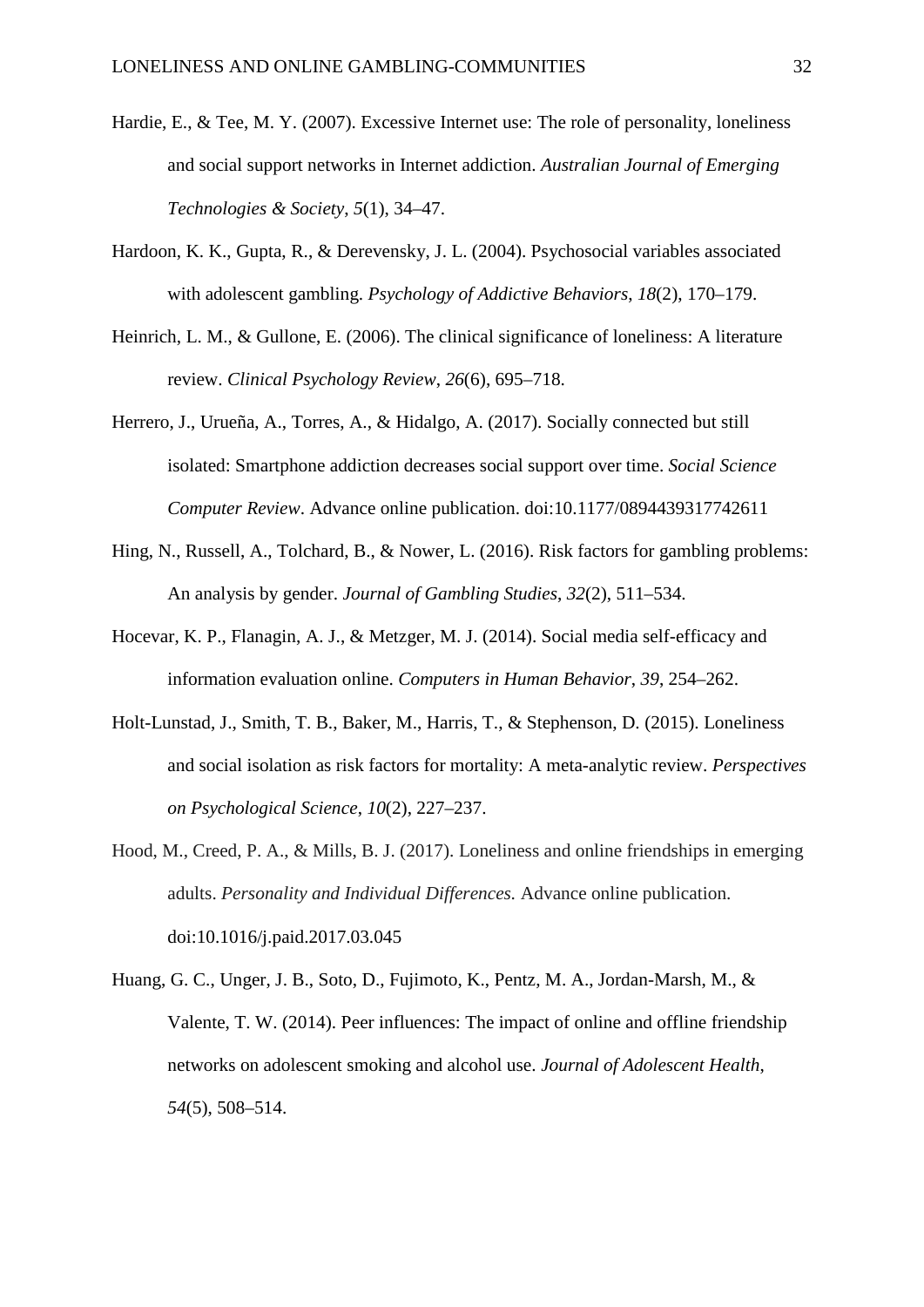Hardie, E., & Tee, M. Y. (2007). Excessive Internet use: The role of personality, loneliness and social support networks in Internet addiction. *Australian Journal of Emerging Technologies & Society*, *5*(1), 34–47.

Hardoon, K. K., Gupta, R., & Derevensky, J. L. (2004). Psychosocial variables associated with adolescent gambling. *Psychology of Addictive Behaviors*, *18*(2), 170–179.

Heinrich, L. M., & Gullone, E. (2006). The clinical significance of loneliness: A literature review. *Clinical Psychology Review*, *26*(6), 695–718.

Herrero, J., Urueña, A., Torres, A., & Hidalgo, A. (2017). Socially connected but still isolated: Smartphone addiction decreases social support over time. *Social Science Computer Review*. Advance online publication. doi:10.1177/0894439317742611

Hing, N., Russell, A., Tolchard, B., & Nower, L. (2016). Risk factors for gambling problems: An analysis by gender. *Journal of Gambling Studies*, *32*(2), 511–534.

Hocevar, K. P., Flanagin, A. J., & Metzger, M. J. (2014). Social media self-efficacy and information evaluation online. *Computers in Human Behavior*, *39*, 254–262.

Holt-Lunstad, J., Smith, T. B., Baker, M., Harris, T., & Stephenson, D. (2015). Loneliness and social isolation as risk factors for mortality: A meta-analytic review. *Perspectives on Psychological Science*, *10*(2), 227–237.

Hood, M., Creed, P. A., & Mills, B. J. (2017). Loneliness and online friendships in emerging adults. *Personality and Individual Differences.* Advance online publication. doi:10.1016/j.paid.2017.03.045

Huang, G. C., Unger, J. B., Soto, D., Fujimoto, K., Pentz, M. A., Jordan-Marsh, M., & Valente, T. W. (2014). Peer influences: The impact of online and offline friendship networks on adolescent smoking and alcohol use. *Journal of Adolescent Health*, *54*(5), 508–514.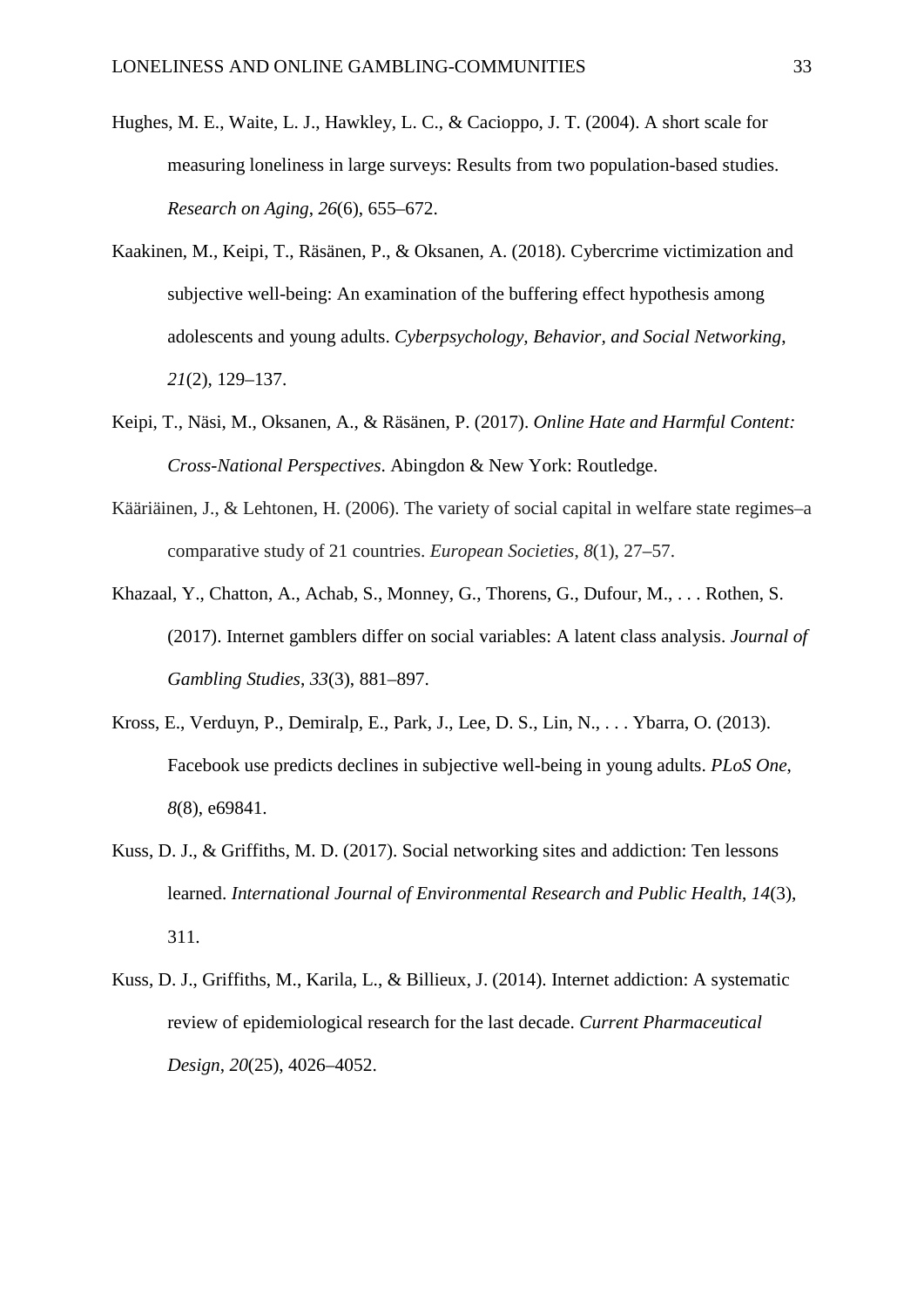Hughes, M. E., Waite, L. J., Hawkley, L. C., & Cacioppo, J. T. (2004). A short scale for measuring loneliness in large surveys: Results from two population-based studies. *Research on Aging*, *26*(6), 655–672.

Kaakinen, M., Keipi, T., Räsänen, P., & Oksanen, A. (2018). Cybercrime victimization and subjective well-being: An examination of the buffering effect hypothesis among adolescents and young adults. *Cyberpsychology, Behavior, and Social Networking*, *21*(2), 129–137.

Keipi, T., Näsi, M., Oksanen, A., & Räsänen, P. (2017). *Online Hate and Harmful Content: Cross-National Perspectives*. Abingdon & New York: Routledge.

Kääriäinen, J., & Lehtonen, H. (2006). The variety of social capital in welfare state regimes–a comparative study of 21 countries. *European Societies*, *8*(1), 27–57.

Khazaal, Y., Chatton, A., Achab, S., Monney, G., Thorens, G., Dufour, M., . . . Rothen, S. (2017). Internet gamblers differ on social variables: A latent class analysis. *Journal of Gambling Studies*, *33*(3), 881–897.

Kross, E., Verduyn, P., Demiralp, E., Park, J., Lee, D. S., Lin, N., . . . Ybarra, O. (2013). Facebook use predicts declines in subjective well-being in young adults. *PLoS One*, *8*(8), e69841.

Kuss, D. J., & Griffiths, M. D. (2017). Social networking sites and addiction: Ten lessons learned. *International Journal of Environmental Research and Public Health*, *14*(3), 311.

Kuss, D. J., Griffiths, M., Karila, L., & Billieux, J. (2014). Internet addiction: A systematic review of epidemiological research for the last decade. *Current Pharmaceutical Design*, *20*(25), 4026–4052.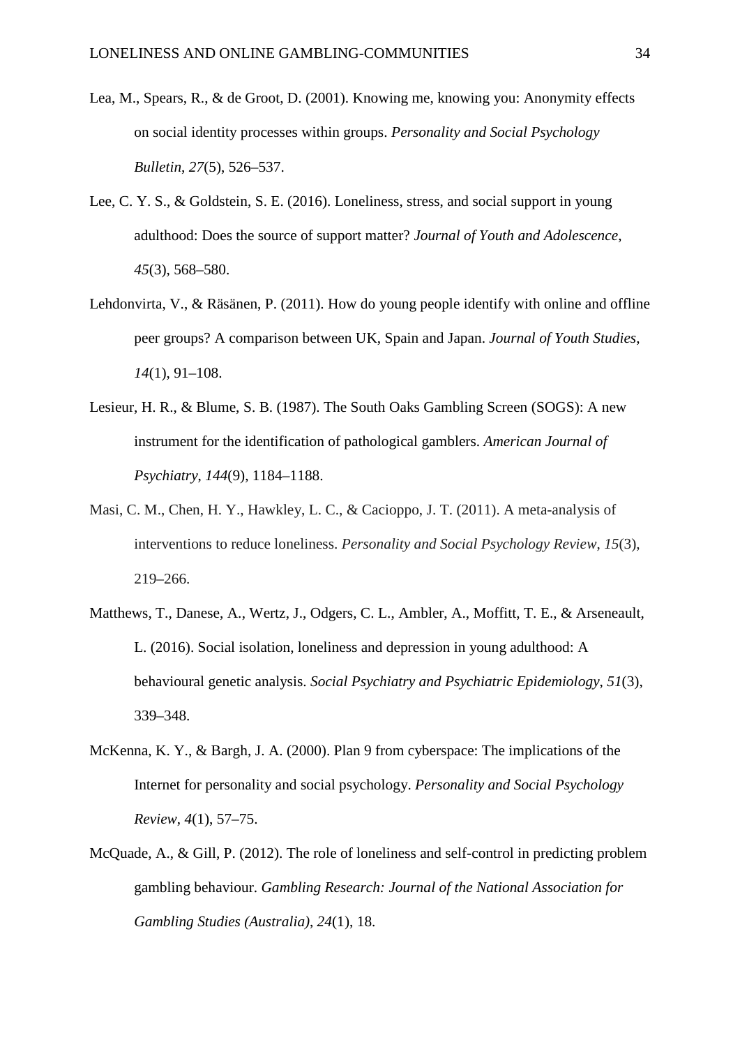Lea, M., Spears, R., & de Groot, D. (2001). Knowing me, knowing you: Anonymity effects on social identity processes within groups. *Personality and Social Psychology Bulletin*, *27*(5), 526–537.

Lee, C. Y. S., & Goldstein, S. E. (2016). Loneliness, stress, and social support in young adulthood: Does the source of support matter? *Journal of Youth and Adolescence, 45*(3), 568–580.

Lehdonvirta, V., & Räsänen, P. (2011). How do young people identify with online and offline peer groups? A comparison between UK, Spain and Japan. *Journal of Youth Studies*, *14*(1), 91–108.

Lesieur, H. R., & Blume, S. B. (1987). The South Oaks Gambling Screen (SOGS): A new instrument for the identification of pathological gamblers. *American Journal of Psychiatry*, *144*(9), 1184–1188.

Masi, C. M., Chen, H. Y., Hawkley, L. C., & Cacioppo, J. T. (2011). A meta-analysis of interventions to reduce loneliness. *Personality and Social Psychology Review*, *15*(3), 219–266.

Matthews, T., Danese, A., Wertz, J., Odgers, C. L., Ambler, A., Moffitt, T. E., & Arseneault, L. (2016). Social isolation, loneliness and depression in young adulthood: A behavioural genetic analysis. *Social Psychiatry and Psychiatric Epidemiology*, *51*(3), 339–348.

McKenna, K. Y., & Bargh, J. A. (2000). Plan 9 from cyberspace: The implications of the Internet for personality and social psychology. *Personality and Social Psychology Review*, *4*(1), 57–75.

McQuade, A., & Gill, P. (2012). The role of loneliness and self-control in predicting problem gambling behaviour. *Gambling Research: Journal of the National Association for Gambling Studies (Australia)*, *24*(1), 18.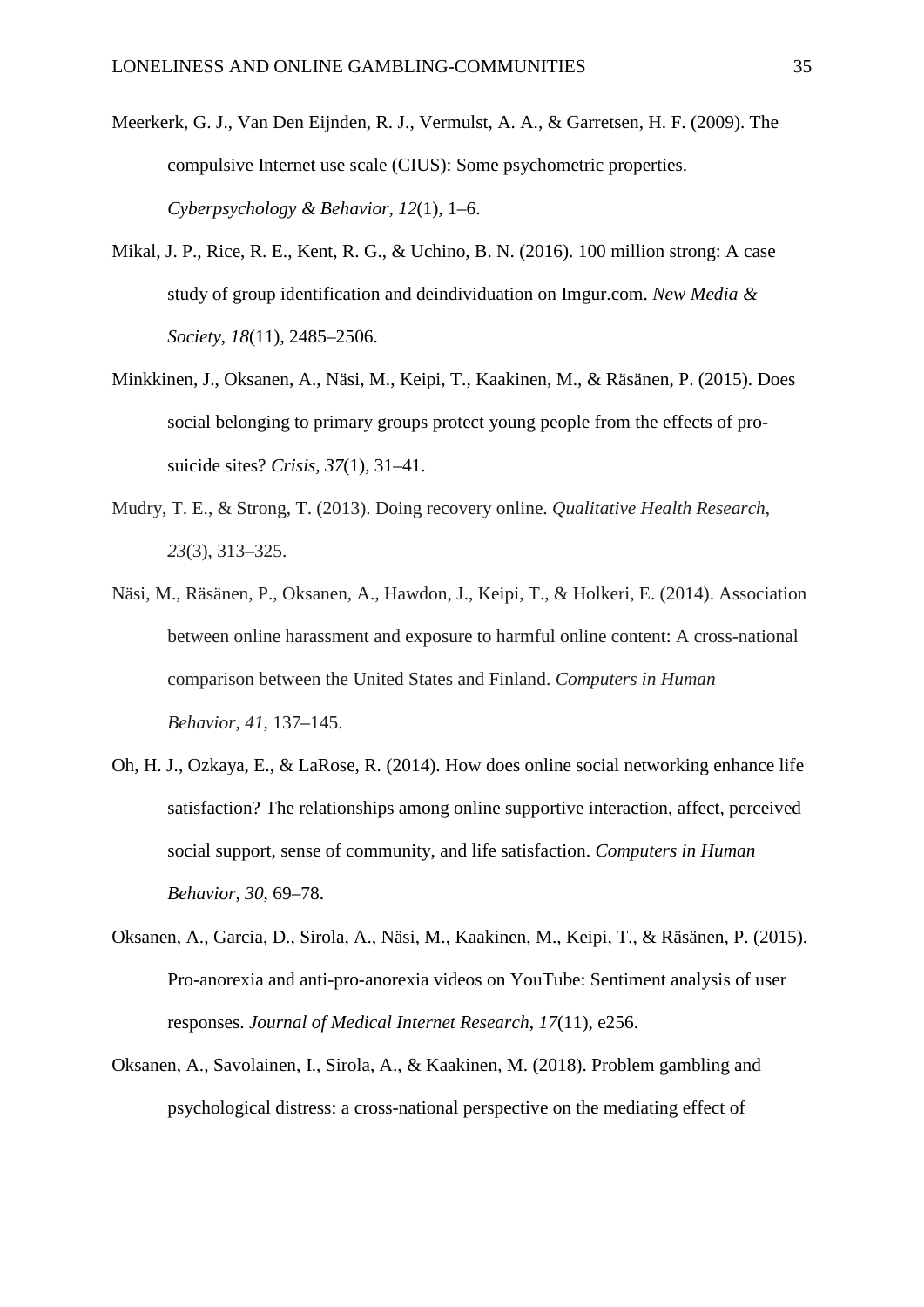Meerkerk, G. J., Van Den Eijnden, R. J., Vermulst, A. A., & Garretsen, H. F. (2009). The compulsive Internet use scale (CIUS): Some psychometric properties. *Cyberpsychology & Behavior*, *12*(1), 1–6.

Mikal, J. P., Rice, R. E., Kent, R. G., & Uchino, B. N. (2016). 100 million strong: A case study of group identification and deindividuation on Imgur.com. *New Media & Society*, *18*(11), 2485–2506.

Minkkinen, J., Oksanen, A., Näsi, M., Keipi, T., Kaakinen, M., & Räsänen, P. (2015). Does social belonging to primary groups protect young people from the effects of pro-suicide sites? *Crisis*, *37*(1), 31–41.

Mudry, T. E., & Strong, T. (2013). Doing recovery online. *Qualitative Health Research*, *23*(3), 313–325.

Näsi, M., Räsänen, P., Oksanen, A., Hawdon, J., Keipi, T., & Holkeri, E. (2014). Association between online harassment and exposure to harmful online content: A cross-national comparison between the United States and Finland. *Computers in Human Behavior*, *41*, 137–145.

Oh, H. J., Ozkaya, E., & LaRose, R. (2014). How does online social networking enhance life satisfaction? The relationships among online supportive interaction, affect, perceived social support, sense of community, and life satisfaction. *Computers in Human Behavior*, *30*, 69–78.

Oksanen, A., Garcia, D., Sirola, A., Näsi, M., Kaakinen, M., Keipi, T., & Räsänen, P. (2015). Pro-anorexia and anti-pro-anorexia videos on YouTube: Sentiment analysis of user responses. *Journal of Medical Internet Research*, *17*(11), e256.

Oksanen, A., Savolainen, I., Sirola, A., & Kaakinen, M. (2018). Problem gambling and psychological distress: a cross-national perspective on the mediating effect of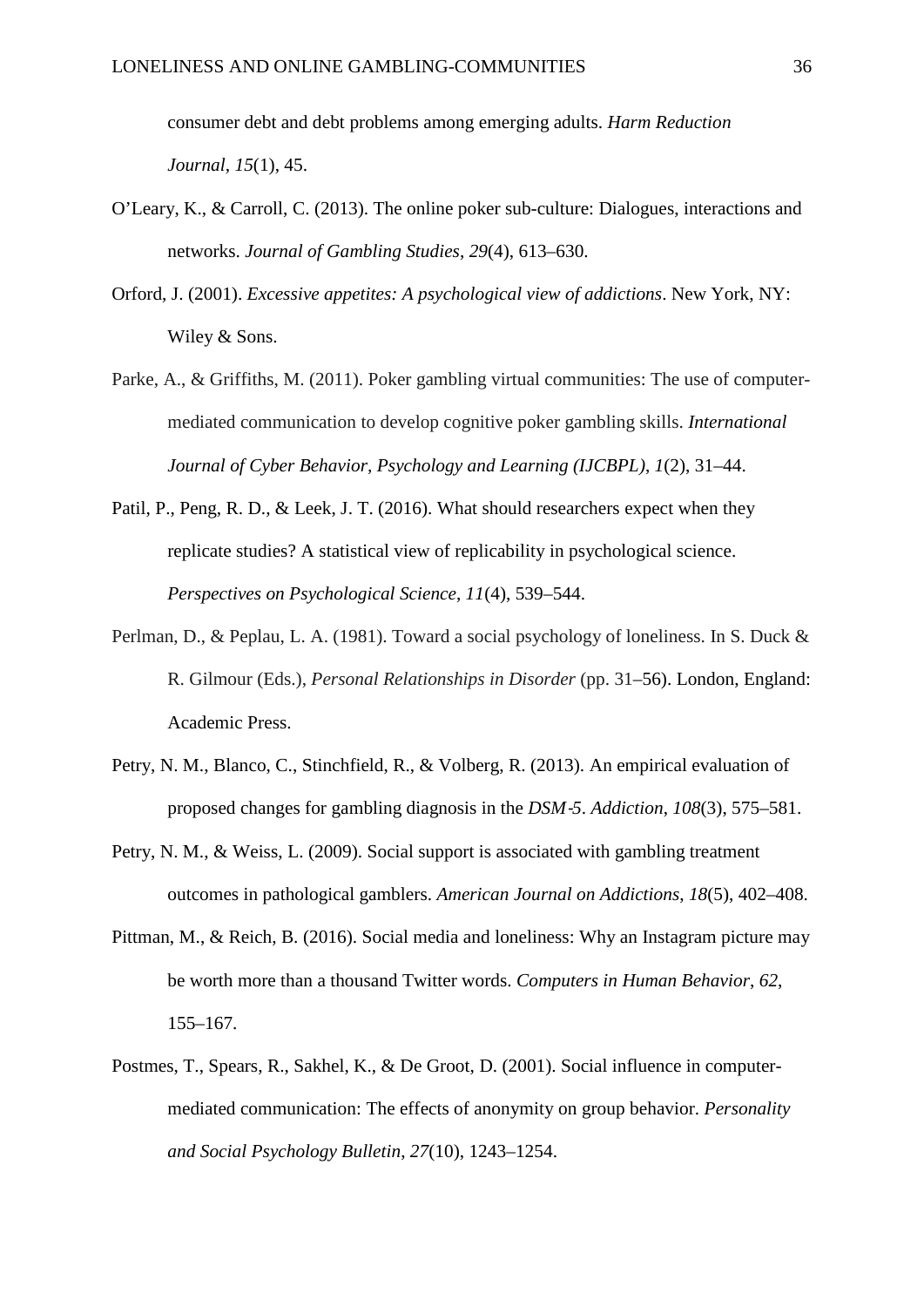consumer debt and debt problems among emerging adults. *Harm Reduction Journal*, *15*(1), 45.

O'Leary, K., & Carroll, C. (2013). The online poker sub-culture: Dialogues, interactions and networks. *Journal of Gambling Studies*, *29*(4), 613–630.

Orford, J. (2001). *Excessive appetites: A psychological view of addictions*. New York, NY: Wiley & Sons.

Parke, A., & Griffiths, M. (2011). Poker gambling virtual communities: The use of computer-mediated communication to develop cognitive poker gambling skills. *International Journal of Cyber Behavior, Psychology and Learning (IJCBPL)*, *1*(2), 31–44.

Patil, P., Peng, R. D., & Leek, J. T. (2016). What should researchers expect when they replicate studies? A statistical view of replicability in psychological science. *Perspectives on Psychological Science*, *11*(4), 539–544.

Perlman, D., & Peplau, L. A. (1981). Toward a social psychology of loneliness. In S. Duck & R. Gilmour (Eds.), *Personal Relationships in Disorder* (pp. 31–56). London, England: Academic Press.

Petry, N. M., Blanco, C., Stinchfield, R., & Volberg, R. (2013). An empirical evaluation of proposed changes for gambling diagnosis in the *DSM‐5*. *Addiction*, *108*(3), 575–581.

Petry, N. M., & Weiss, L. (2009). Social support is associated with gambling treatment outcomes in pathological gamblers. *American Journal on Addictions*, *18*(5), 402–408.

Pittman, M., & Reich, B. (2016). Social media and loneliness: Why an Instagram picture may be worth more than a thousand Twitter words. *Computers in Human Behavior*, *62*, 155–167.

Postmes, T., Spears, R., Sakhel, K., & De Groot, D. (2001). Social influence in computer-mediated communication: The effects of anonymity on group behavior. *Personality and Social Psychology Bulletin*, *27*(10), 1243–1254.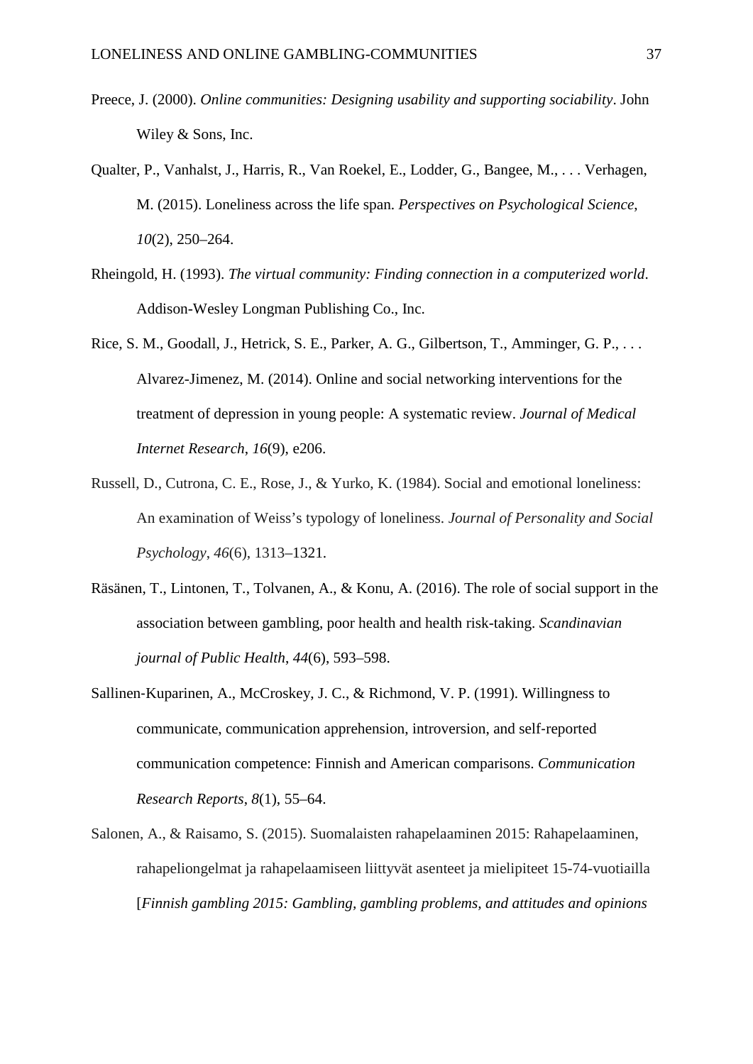Preece, J. (2000). *Online communities: Designing usability and supporting sociability*. John Wiley & Sons, Inc.

Qualter, P., Vanhalst, J., Harris, R., Van Roekel, E., Lodder, G., Bangee, M., . . . Verhagen, M. (2015). Loneliness across the life span. *Perspectives on Psychological Science*, *10*(2), 250–264.

Rheingold, H. (1993). *The virtual community: Finding connection in a computerized world*. Addison-Wesley Longman Publishing Co., Inc.

Rice, S. M., Goodall, J., Hetrick, S. E., Parker, A. G., Gilbertson, T., Amminger, G. P., . . . Alvarez-Jimenez, M. (2014). Online and social networking interventions for the treatment of depression in young people: A systematic review. *Journal of Medical Internet Research*, *16*(9), e206.

Russell, D., Cutrona, C. E., Rose, J., & Yurko, K. (1984). Social and emotional loneliness: An examination of Weiss's typology of loneliness. *Journal of Personality and Social Psychology*, *46*(6), 1313–1321.

Räsänen, T., Lintonen, T., Tolvanen, A., & Konu, A. (2016). The role of social support in the association between gambling, poor health and health risk-taking. *Scandinavian journal of Public Health*, *44*(6), 593–598.

Sallinen-Kuparinen, A., McCroskey, J. C., & Richmond, V. P. (1991). Willingness to communicate, communication apprehension, introversion, and self-reported communication competence: Finnish and American comparisons. *Communication Research Reports*, *8*(1), 55–64.

Salonen, A., & Raisamo, S. (2015). Suomalaisten rahapelaaminen 2015: Rahapelaaminen, rahapeliongelmat ja rahapelaamiseen liittyvät asenteet ja mielipiteet 15-74-vuotiailla [*Finnish gambling 2015: Gambling, gambling problems, and attitudes and opinions*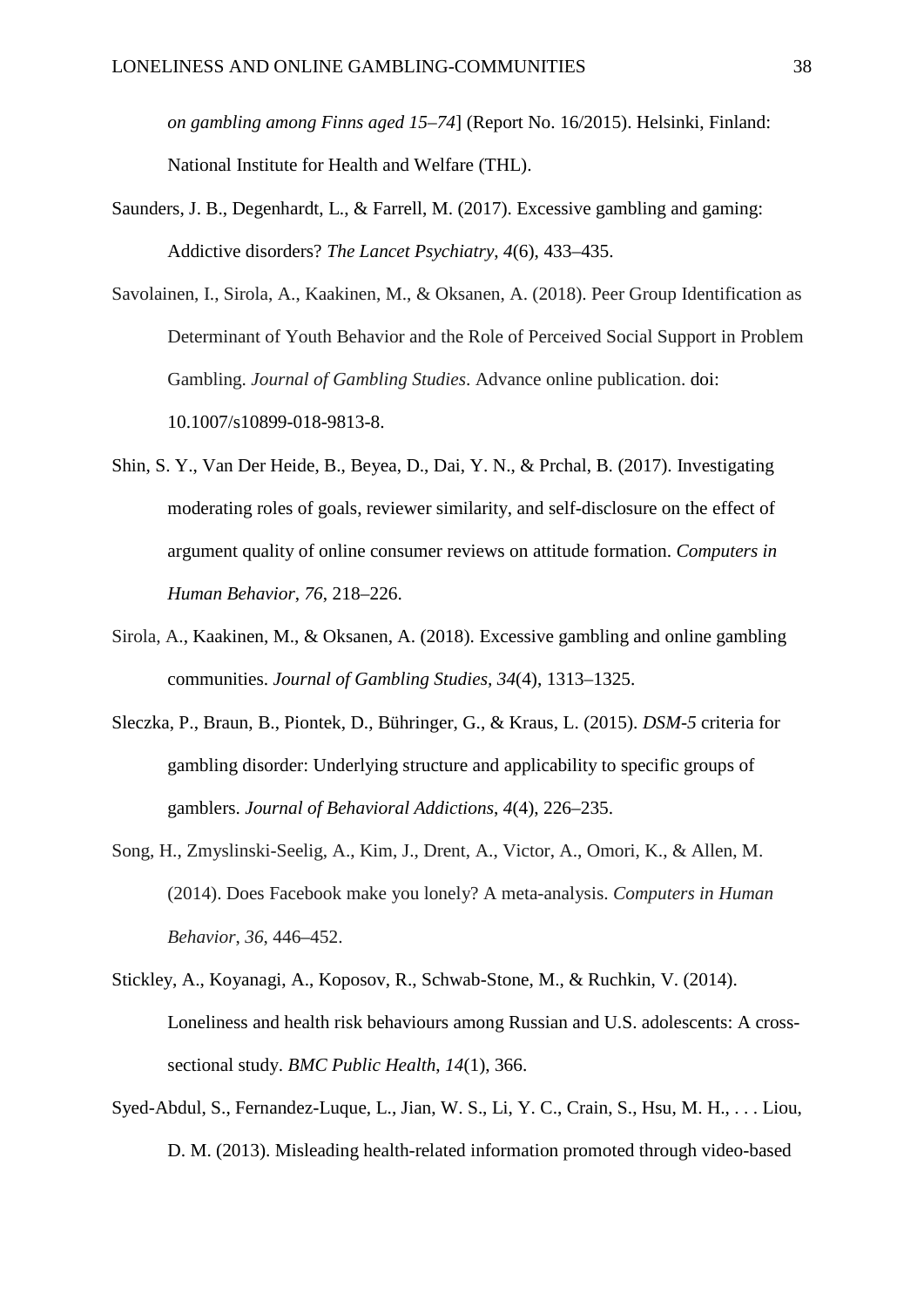*on gambling among Finns aged 15–74*] (Report No. 16/2015). Helsinki, Finland: National Institute for Health and Welfare (THL).

Saunders, J. B., Degenhardt, L., & Farrell, M. (2017). Excessive gambling and gaming: Addictive disorders? *The Lancet Psychiatry*, *4*(6), 433–435.

Savolainen, I., Sirola, A., Kaakinen, M., & Oksanen, A. (2018). Peer Group Identification as Determinant of Youth Behavior and the Role of Perceived Social Support in Problem Gambling. *Journal of Gambling Studies*. Advance online publication. doi: 10.1007/s10899-018-9813-8.

Shin, S. Y., Van Der Heide, B., Beyea, D., Dai, Y. N., & Prchal, B. (2017). Investigating moderating roles of goals, reviewer similarity, and self-disclosure on the effect of argument quality of online consumer reviews on attitude formation. *Computers in Human Behavior*, *76*, 218–226.

Sirola, A., Kaakinen, M., & Oksanen, A. (2018). Excessive gambling and online gambling communities. *Journal of Gambling Studies*, *34*(4), 1313–1325.

Sleczka, P., Braun, B., Piontek, D., Bühringer, G., & Kraus, L. (2015). *DSM-5* criteria for gambling disorder: Underlying structure and applicability to specific groups of gamblers. *Journal of Behavioral Addictions*, *4*(4), 226–235.

Song, H., Zmyslinski-Seelig, A., Kim, J., Drent, A., Victor, A., Omori, K., & Allen, M. (2014). Does Facebook make you lonely? A meta-analysis. *Computers in Human Behavior*, *36*, 446–452.

Stickley, A., Koyanagi, A., Koposov, R., Schwab-Stone, M., & Ruchkin, V. (2014). Loneliness and health risk behaviours among Russian and U.S. adolescents: A cross-sectional study. *BMC Public Health*, *14*(1), 366.

Syed-Abdul, S., Fernandez-Luque, L., Jian, W. S., Li, Y. C., Crain, S., Hsu, M. H., . . . Liou, D. M. (2013). Misleading health-related information promoted through video-based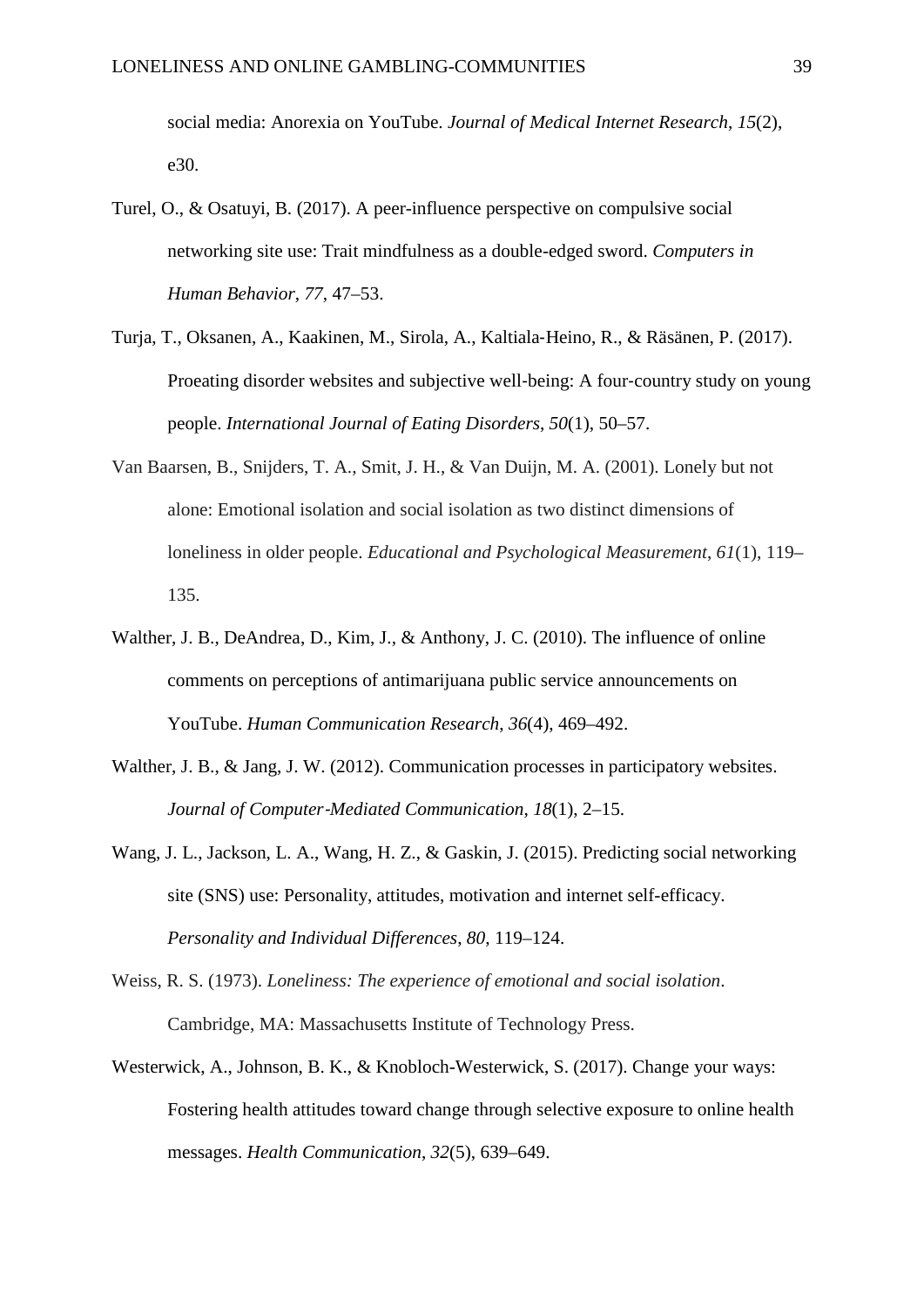social media: Anorexia on YouTube. *Journal of Medical Internet Research*, *15*(2), e30.

Turel, O., & Osatuyi, B. (2017). A peer-influence perspective on compulsive social networking site use: Trait mindfulness as a double-edged sword. *Computers in Human Behavior*, *77*, 47–53.

Turja, T., Oksanen, A., Kaakinen, M., Sirola, A., Kaltiala-Heino, R., & Räsänen, P. (2017). Proeating disorder websites and subjective well-being: A four-country study on young people. *International Journal of Eating Disorders*, *50*(1), 50–57.

Van Baarsen, B., Snijders, T. A., Smit, J. H., & Van Duijn, M. A. (2001). Lonely but not alone: Emotional isolation and social isolation as two distinct dimensions of loneliness in older people. *Educational and Psychological Measurement*, *61*(1), 119–135.

Walther, J. B., DeAndrea, D., Kim, J., & Anthony, J. C. (2010). The influence of online comments on perceptions of antimarijuana public service announcements on YouTube. *Human Communication Research*, *36*(4), 469–492.

Walther, J. B., & Jang, J. W. (2012). Communication processes in participatory websites. *Journal of Computer-Mediated Communication*, *18*(1), 2–15.

Wang, J. L., Jackson, L. A., Wang, H. Z., & Gaskin, J. (2015). Predicting social networking site (SNS) use: Personality, attitudes, motivation and internet self-efficacy. *Personality and Individual Differences*, *80*, 119–124.

Weiss, R. S. (1973). *Loneliness: The experience of emotional and social isolation*. Cambridge, MA: Massachusetts Institute of Technology Press.

Westerwick, A., Johnson, B. K., & Knobloch-Westerwick, S. (2017). Change your ways: Fostering health attitudes toward change through selective exposure to online health messages. *Health Communication*, *32*(5), 639–649.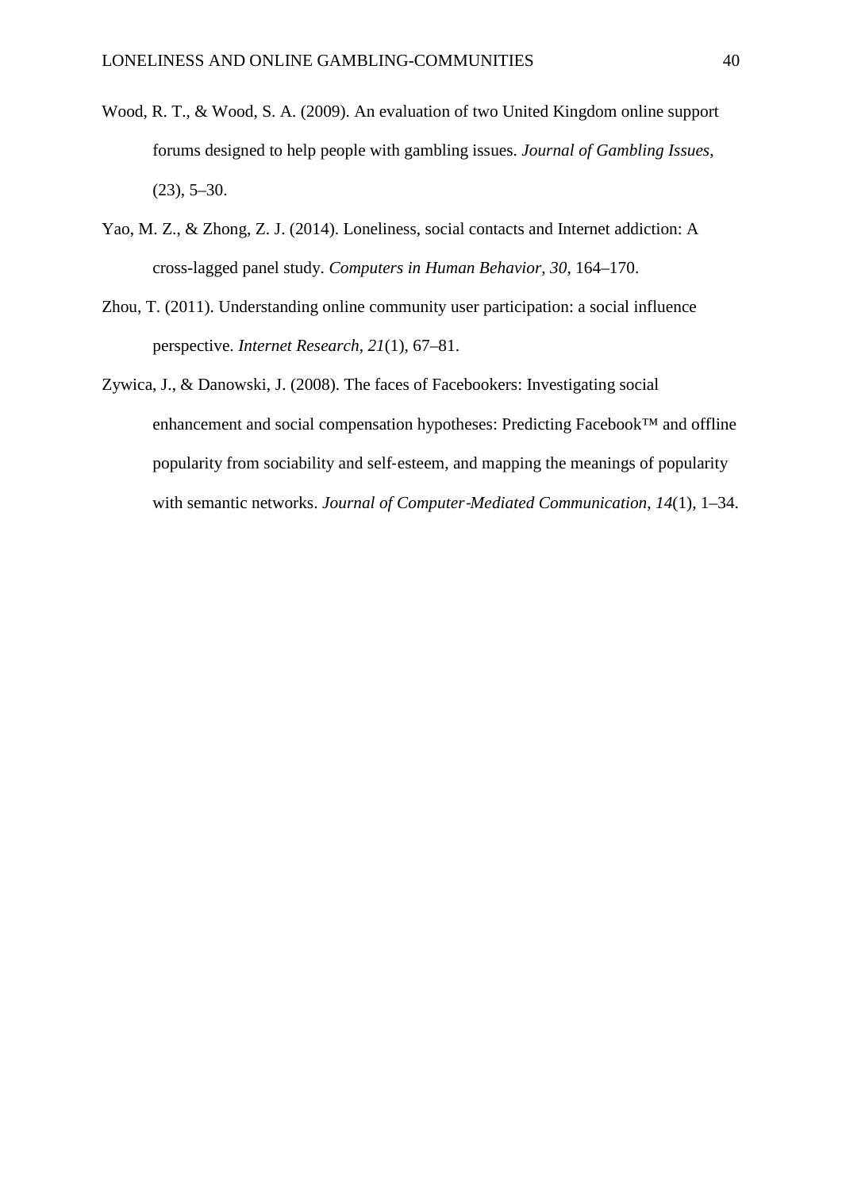Wood, R. T., & Wood, S. A. (2009). An evaluation of two United Kingdom online support forums designed to help people with gambling issues. *Journal of Gambling Issues*, (23), 5–30.

Yao, M. Z., & Zhong, Z. J. (2014). Loneliness, social contacts and Internet addiction: A cross-lagged panel study. *Computers in Human Behavior*, *30*, 164–170.

Zhou, T. (2011). Understanding online community user participation: a social influence perspective. *Internet Research*, *21*(1), 67–81.

Zywica, J., & Danowski, J. (2008). The faces of Facebookers: Investigating social enhancement and social compensation hypotheses: Predicting Facebook™ and offline popularity from sociability and self‐esteem, and mapping the meanings of popularity with semantic networks. *Journal of Computer‐Mediated Communication*, *14*(1), 1–34.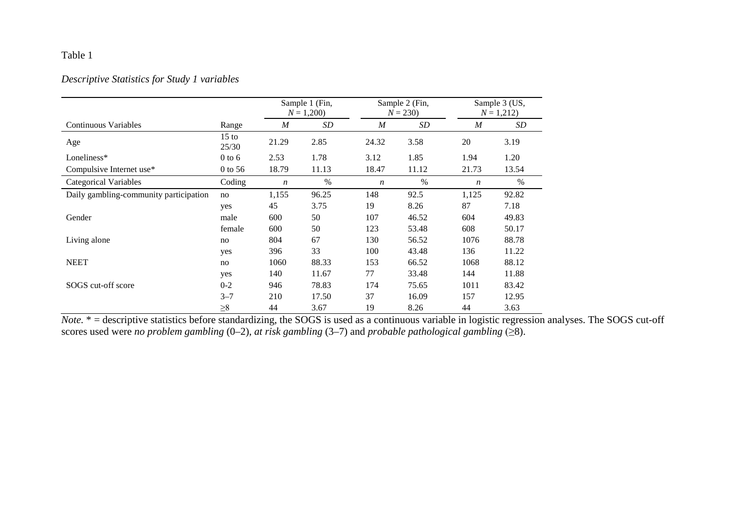Table 1

*Descriptive Statistics for Study 1 variables*

| | | Sample 1 (Fin, $N$ = 1,200) | | Sample 2 (Fin, $N$ = 230) | | Sample 3 (US, $N$ = 1,212) | |
|---|---|---|---|---|---|---|---|
| Continuous Variables | Range | *M* | *SD* | *M* | *SD* | *M* | *SD* |
| Age | 15 to 25/30 | 21.29 | 2.85 | 24.32 | 3.58 | 20 | 3.19 |
| Loneliness* | 0 to 6 | 2.53 | 1.78 | 3.12 | 1.85 | 1.94 | 1.20 |
| Compulsive Internet use* | 0 to 56 | 18.79 | 11.13 | 18.47 | 11.12 | 21.73 | 13.54 |
| Categorical Variables | Coding | *n* | % | *n* | % | *n* | % |
| Daily gambling-community participation | no | 1,155 | 96.25 | 148 | 92.5 | 1,125 | 92.82 |
| | yes | 45 | 3.75 | 19 | 8.26 | 87 | 7.18 |
| Gender | male | 600 | 50 | 107 | 46.52 | 604 | 49.83 |
| | female | 600 | 50 | 123 | 53.48 | 608 | 50.17 |
| Living alone | no | 804 | 67 | 130 | 56.52 | 1076 | 88.78 |
| | yes | 396 | 33 | 100 | 43.48 | 136 | 11.22 |
| NEET | no | 1060 | 88.33 | 153 | 66.52 | 1068 | 88.12 |
| | yes | 140 | 11.67 | 77 | 33.48 | 144 | 11.88 |
| SOGS cut-off score | 0-2 | 946 | 78.83 | 174 | 75.65 | 1011 | 83.42 |
| | 3–7 | 210 | 17.50 | 37 | 16.09 | 157 | 12.95 |
| | ≥8 | 44 | 3.67 | 19 | 8.26 | 44 | 3.63 |

*Note*. * = descriptive statistics before standardizing, the SOGS is used as a continuous variable in logistic regression analyses. The SOGS cut-off scores used were *no problem gambling* (0–2), *at risk gambling* (3–7) and *probable pathological gambling* (≥8).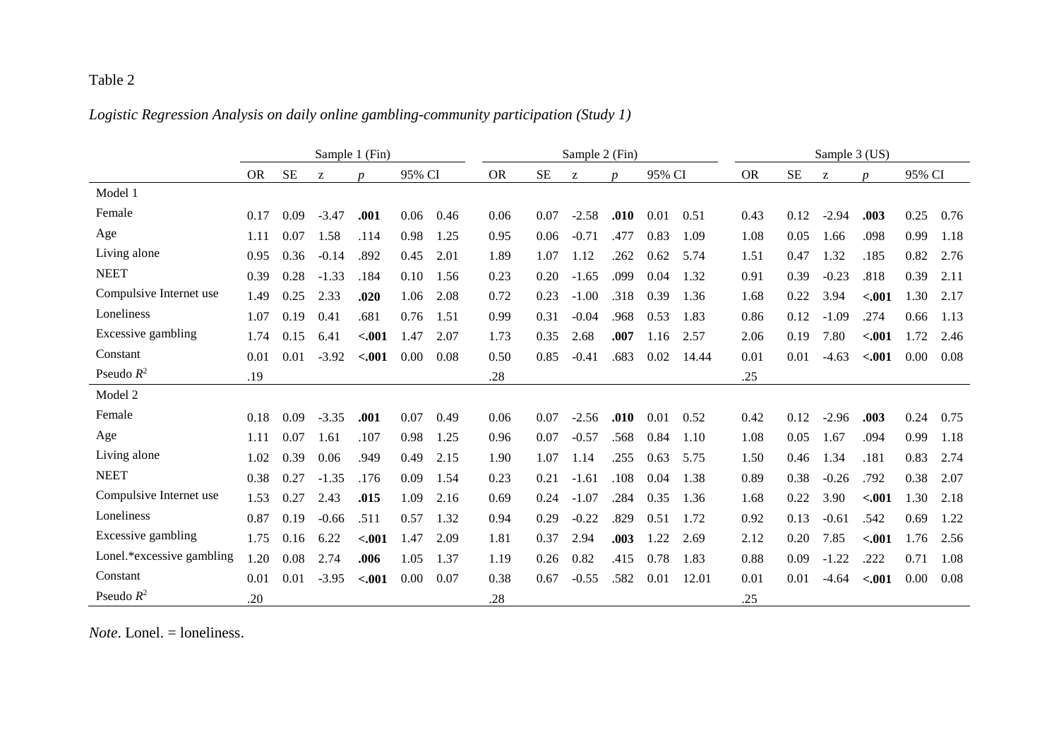Table 2

*Logistic Regression Analysis on daily online gambling-community participation (Study 1)*

| | Sample 1 (Fin) | | | | | | Sample 2 (Fin) | | | | | | Sample 3 (US) | | | | | |
|---|---|---|---|---|---|---|---|---|---|---|---|---|---|---|---|---|---|---|
| | OR | SE | z | *p* | 95% CI | | OR | SE | z | *p* | 95% CI | | OR | SE | z | *p* | 95% CI | |
| Model 1 | | | | | | | | | | | | | | | | | | |
| Female | 0.17 | 0.09 | -3.47 | **.001** | 0.06 | 0.46 | 0.06 | 0.07 | -2.58 | **.010** | 0.01 | 0.51 | 0.43 | 0.12 | -2.94 | **.003** | 0.25 | 0.76 |
| Age | 1.11 | 0.07 | 1.58 | .114 | 0.98 | 1.25 | 0.95 | 0.06 | -0.71 | .477 | 0.83 | 1.09 | 1.08 | 0.05 | 1.66 | .098 | 0.99 | 1.18 |
| Living alone | 0.95 | 0.36 | -0.14 | .892 | 0.45 | 2.01 | 1.89 | 1.07 | 1.12 | .262 | 0.62 | 5.74 | 1.51 | 0.47 | 1.32 | .185 | 0.82 | 2.76 |
| NEET | 0.39 | 0.28 | -1.33 | .184 | 0.10 | 1.56 | 0.23 | 0.20 | -1.65 | .099 | 0.04 | 1.32 | 0.91 | 0.39 | -0.23 | .818 | 0.39 | 2.11 |
| Compulsive Internet use | 1.49 | 0.25 | 2.33 | **.020** | 1.06 | 2.08 | 0.72 | 0.23 | -1.00 | .318 | 0.39 | 1.36 | 1.68 | 0.22 | 3.94 | **<.001** | 1.30 | 2.17 |
| Loneliness | 1.07 | 0.19 | 0.41 | .681 | 0.76 | 1.51 | 0.99 | 0.31 | -0.04 | .968 | 0.53 | 1.83 | 0.86 | 0.12 | -1.09 | .274 | 0.66 | 1.13 |
| Excessive gambling | 1.74 | 0.15 | 6.41 | **<.001** | 1.47 | 2.07 | 1.73 | 0.35 | 2.68 | **.007** | 1.16 | 2.57 | 2.06 | 0.19 | 7.80 | **<.001** | 1.72 | 2.46 |
| Constant | 0.01 | 0.01 | -3.92 | **<.001** | 0.00 | 0.08 | 0.50 | 0.85 | -0.41 | .683 | 0.02 | 14.44 | 0.01 | 0.01 | -4.63 | **<.001** | 0.00 | 0.08 |
| Pseudo $R^2$ | .19 | | | | | | .28 | | | | | | .25 | | | | | |
| Model 2 | | | | | | | | | | | | | | | | | | |
| Female | 0.18 | 0.09 | -3.35 | **.001** | 0.07 | 0.49 | 0.06 | 0.07 | -2.56 | **.010** | 0.01 | 0.52 | 0.42 | 0.12 | -2.96 | **.003** | 0.24 | 0.75 |
| Age | 1.11 | 0.07 | 1.61 | .107 | 0.98 | 1.25 | 0.96 | 0.07 | -0.57 | .568 | 0.84 | 1.10 | 1.08 | 0.05 | 1.67 | .094 | 0.99 | 1.18 |
| Living alone | 1.02 | 0.39 | 0.06 | .949 | 0.49 | 2.15 | 1.90 | 1.07 | 1.14 | .255 | 0.63 | 5.75 | 1.50 | 0.46 | 1.34 | .181 | 0.83 | 2.74 |
| NEET | 0.38 | 0.27 | -1.35 | .176 | 0.09 | 1.54 | 0.23 | 0.21 | -1.61 | .108 | 0.04 | 1.38 | 0.89 | 0.38 | -0.26 | .792 | 0.38 | 2.07 |
| Compulsive Internet use | 1.53 | 0.27 | 2.43 | **.015** | 1.09 | 2.16 | 0.69 | 0.24 | -1.07 | .284 | 0.35 | 1.36 | 1.68 | 0.22 | 3.90 | **<.001** | 1.30 | 2.18 |
| Loneliness | 0.87 | 0.19 | -0.66 | .511 | 0.57 | 1.32 | 0.94 | 0.29 | -0.22 | .829 | 0.51 | 1.72 | 0.92 | 0.13 | -0.61 | .542 | 0.69 | 1.22 |
| Excessive gambling | 1.75 | 0.16 | 6.22 | **<.001** | 1.47 | 2.09 | 1.81 | 0.37 | 2.94 | **.003** | 1.22 | 2.69 | 2.12 | 0.20 | 7.85 | **<.001** | 1.76 | 2.56 |
| Lonel.*excessive gambling | 1.20 | 0.08 | 2.74 | **.006** | 1.05 | 1.37 | 1.19 | 0.26 | 0.82 | .415 | 0.78 | 1.83 | 0.88 | 0.09 | -1.22 | .222 | 0.71 | 1.08 |
| Constant | 0.01 | 0.01 | -3.95 | **<.001** | 0.00 | 0.07 | 0.38 | 0.67 | -0.55 | .582 | 0.01 | 12.01 | 0.01 | 0.01 | -4.64 | **<.001** | 0.00 | 0.08 |
| Pseudo $R^2$ | .20 | | | | | | .28 | | | | | | .25 | | | | | |

*Note*. Lonel. = loneliness.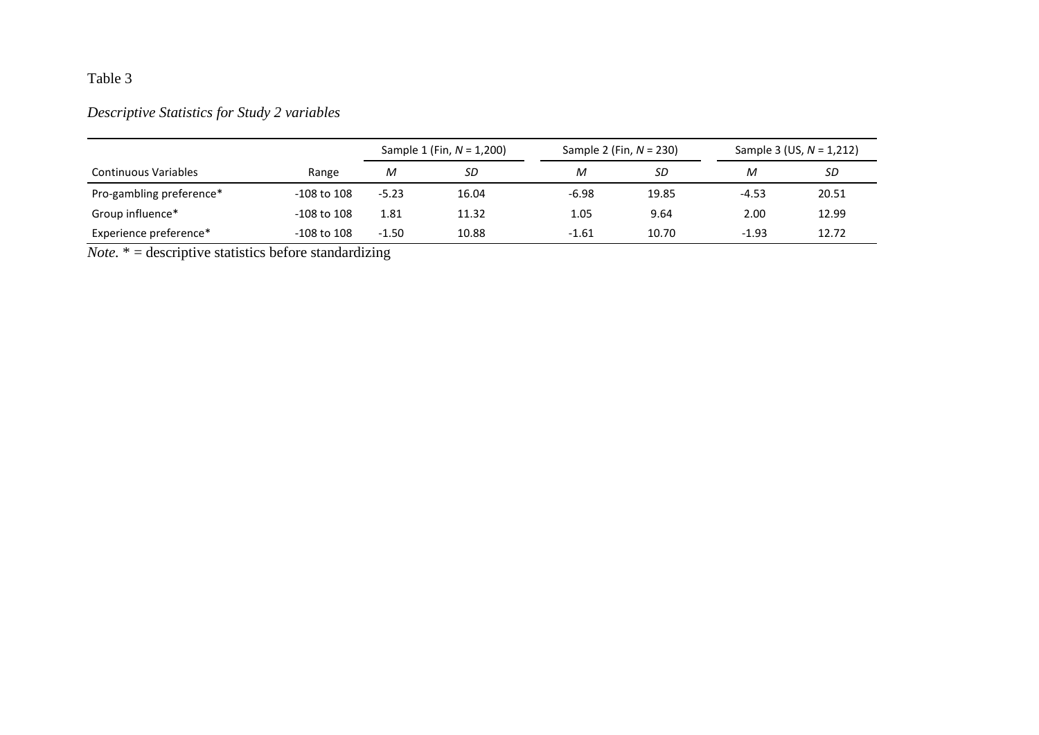Table 3

*Descriptive Statistics for Study 2 variables*

| | | Sample 1 (Fin, *N* = 1,200) | | Sample 2 (Fin, *N* = 230) | | Sample 3 (US, *N* = 1,212) | |
|---|---|---|---|---|---|---|---|
| Continuous Variables | Range | *M* | *SD* | *M* | *SD* | *M* | *SD* |
| Pro-gambling preference* | -108 to 108 | -5.23 | 16.04 | -6.98 | 19.85 | -4.53 | 20.51 |
| Group influence* | -108 to 108 | 1.81 | 11.32 | 1.05 | 9.64 | 2.00 | 12.99 |
| Experience preference* | -108 to 108 | -1.50 | 10.88 | -1.61 | 10.70 | -1.93 | 12.72 |

*Note.* * = descriptive statistics before standardizing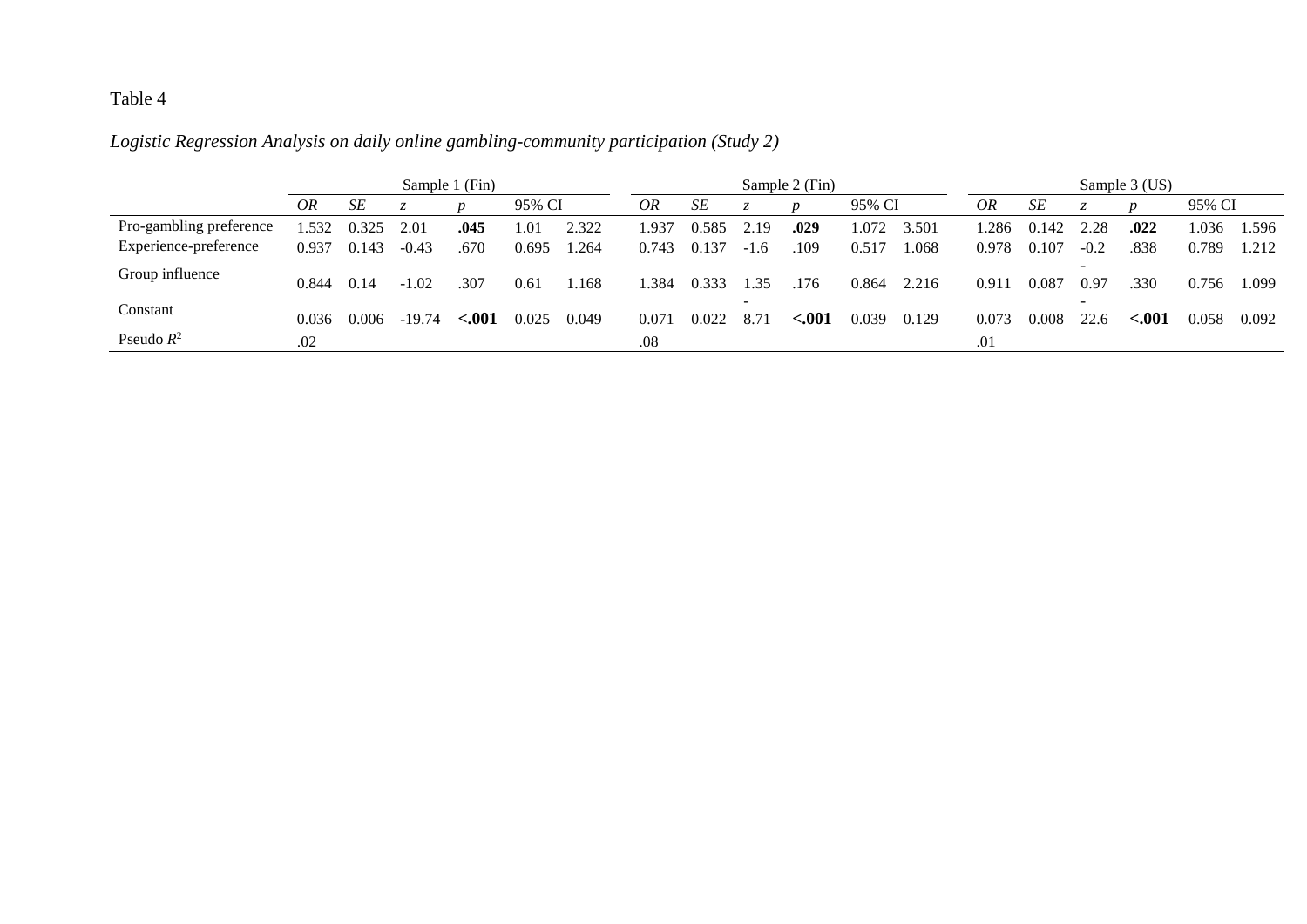Table 4

*Logistic Regression Analysis on daily online gambling-community participation (Study 2)*

| | Sample 1 (Fin) | | | | | | Sample 2 (Fin) | | | | | | Sample 3 (US) | | | | | |
|---|---|---|---|---|---|---|---|---|---|---|---|---|---|---|---|---|---|---|
| | *OR* | *SE* | *z* | *p* | 95% CI | | *OR* | *SE* | *z* | *p* | 95% CI | | *OR* | *SE* | *z* | *p* | 95% CI | |
| Pro-gambling preference | 1.532 | 0.325 | 2.01 | **.045** | 1.01 | 2.322 | 1.937 | 0.585 | 2.19 | **.029** | 1.072 | 3.501 | 1.286 | 0.142 | 2.28 | **.022** | 1.036 | 1.596 |
| Experience-preference | 0.937 | 0.143 | -0.43 | .670 | 0.695 | 1.264 | 0.743 | 0.137 | -1.6 | .109 | 0.517 | 1.068 | 0.978 | 0.107 | -0.2 | .838 | 0.789 | 1.212 |
| Group influence | 0.844 | 0.14 | -1.02 | .307 | 0.61 | 1.168 | 1.384 | 0.333 | 1.35 | .176 | 0.864 | 2.216 | 0.911 | 0.087 | -0.97 | .330 | 0.756 | 1.099 |
| Constant | 0.036 | 0.006 | -19.74 | **<.001** | 0.025 | 0.049 | 0.071 | 0.022 | -8.71 | **<.001** | 0.039 | 0.129 | 0.073 | 0.008 | -22.6 | **<.001** | 0.058 | 0.092 |
| Pseudo $R^2$ | .02 | | | | | | .08 | | | | | | .01 | | | | | |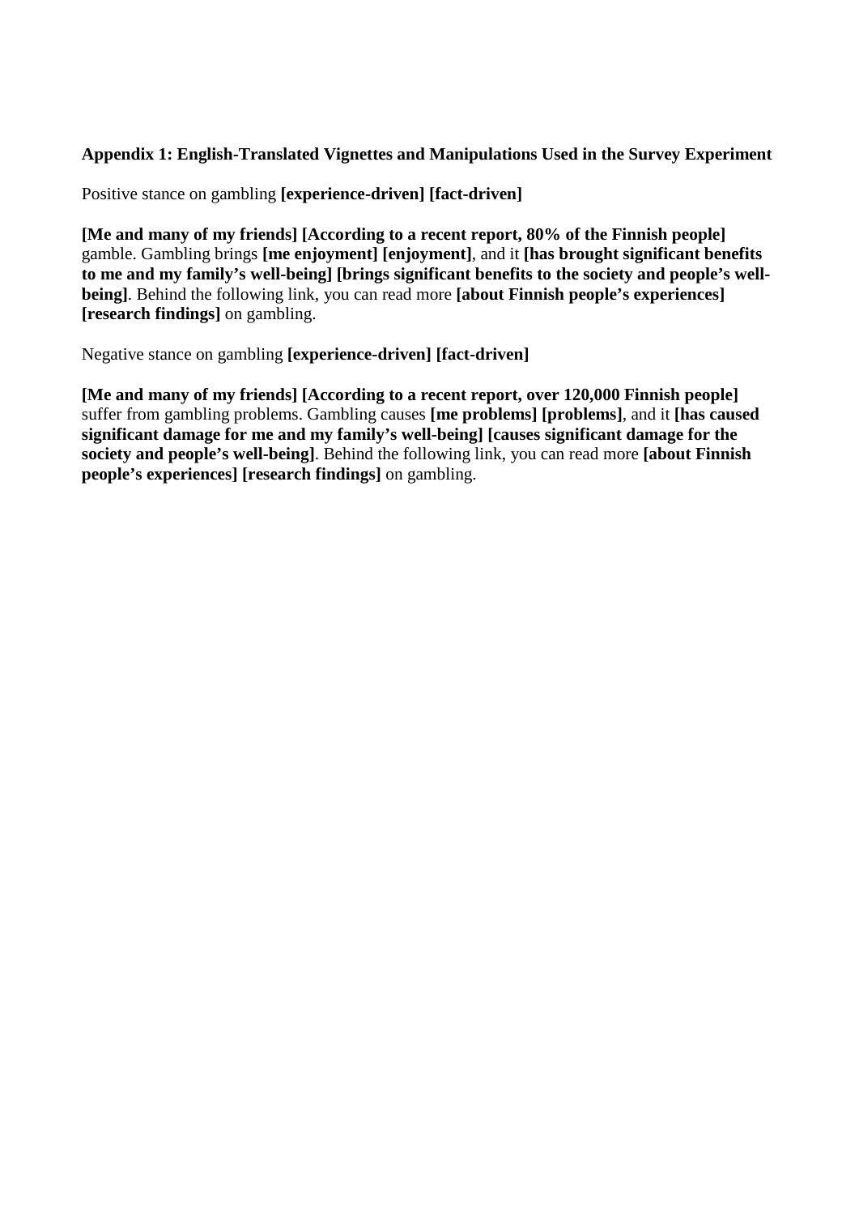**Appendix 1: English-Translated Vignettes and Manipulations Used in the Survey Experiment**

Positive stance on gambling **[experience-driven] [fact-driven]**

**[Me and many of my friends] [According to a recent report, 80% of the Finnish people]** gamble. Gambling brings **[me enjoyment] [enjoyment]**, and it **[has brought significant benefits to me and my family's well-being] [brings significant benefits to the society and people's well-being]**. Behind the following link, you can read more **[about Finnish people's experiences] [research findings]** on gambling.

Negative stance on gambling **[experience-driven] [fact-driven]**

**[Me and many of my friends] [According to a recent report, over 120,000 Finnish people]** suffer from gambling problems. Gambling causes **[me problems] [problems]**, and it **[has caused significant damage for me and my family's well-being] [causes significant damage for the society and people's well-being]**. Behind the following link, you can read more **[about Finnish people's experiences] [research findings]** on gambling.